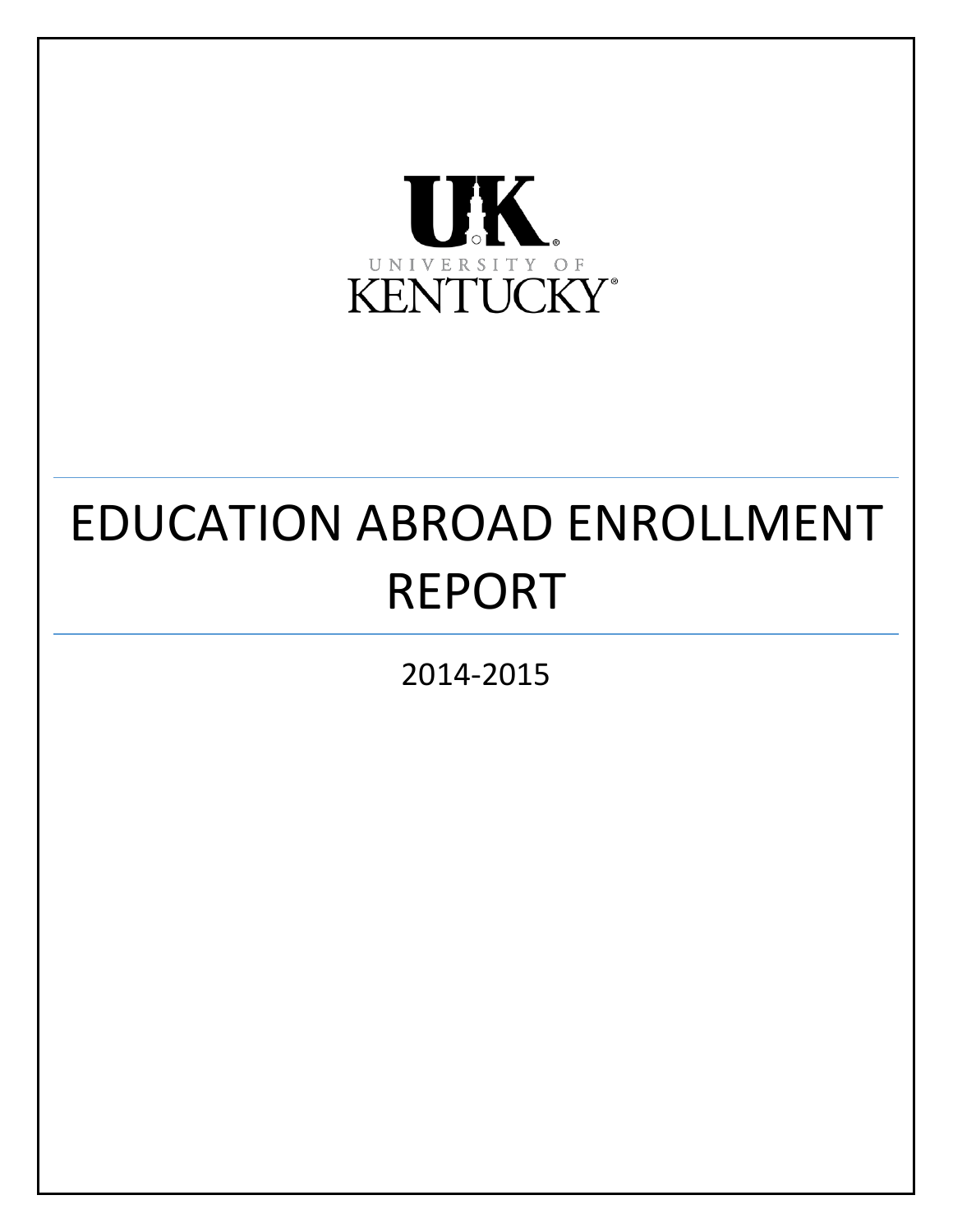UK UNIVERSITY OF KENTUCKY®

# EDUCATION ABROAD ENROLLMENT REPORT

2014-2015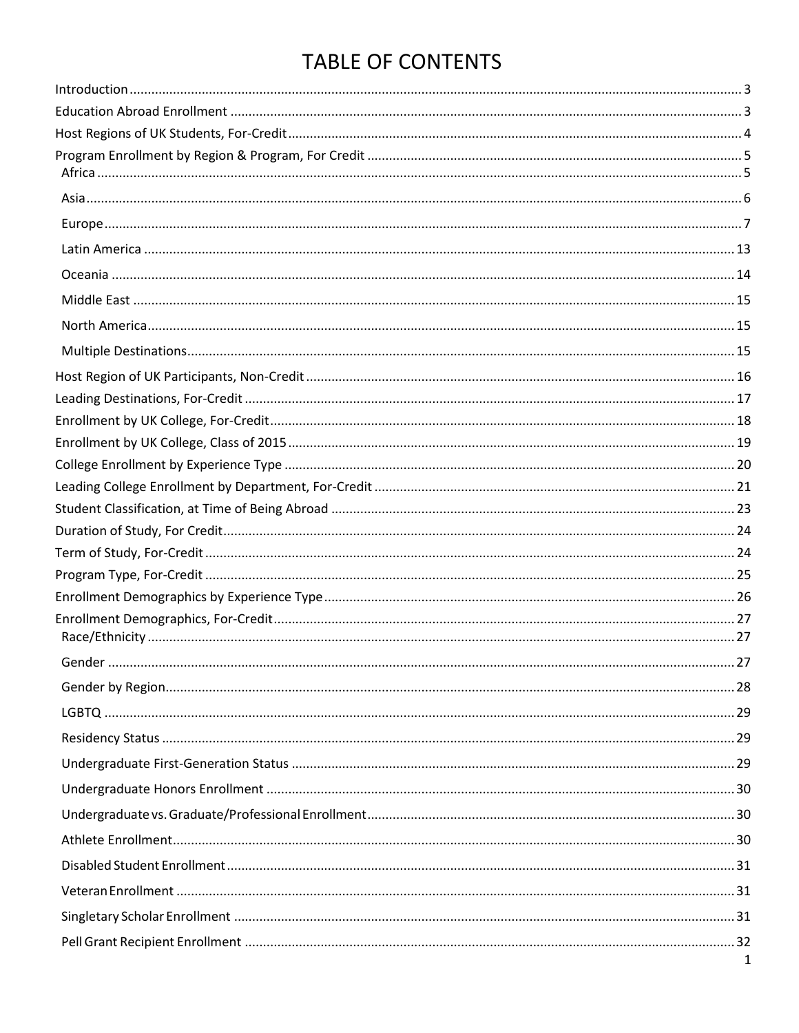# TABLE OF CONTENTS

- Introduction ... 3
- Education Abroad Enrollment ... 3
- Host Regions of UK Students, For-Credit ... 4
- Program Enrollment by Region & Program, For Credit ... 5
  - Africa ... 5
  - Asia ... 6
  - Europe ... 7
  - Latin America ... 13
  - Oceania ... 14
  - Middle East ... 15
  - North America ... 15
  - Multiple Destinations ... 15
- Host Region of UK Participants, Non-Credit ... 16
- Leading Destinations, For-Credit ... 17
- Enrollment by UK College, For-Credit ... 18
- Enrollment by UK College, Class of 2015 ... 19
- College Enrollment by Experience Type ... 20
- Leading College Enrollment by Department, For-Credit ... 21
- Student Classification, at Time of Being Abroad ... 23
- Duration of Study, For Credit ... 24
- Term of Study, For-Credit ... 24
- Program Type, For-Credit ... 25
- Enrollment Demographics by Experience Type ... 26
- Enrollment Demographics, For-Credit ... 27
  - Race/Ethnicity ... 27
  - Gender ... 27
  - Gender by Region ... 28
  - LGBTQ ... 29
  - Residency Status ... 29
  - Undergraduate First-Generation Status ... 29
  - Undergraduate Honors Enrollment ... 30
  - Undergraduate vs. Graduate/Professional Enrollment ... 30
  - Athlete Enrollment ... 30
  - Disabled Student Enrollment ... 31
  - Veteran Enrollment ... 31
  - Singletary Scholar Enrollment ... 31
  - Pell Grant Recipient Enrollment ... 32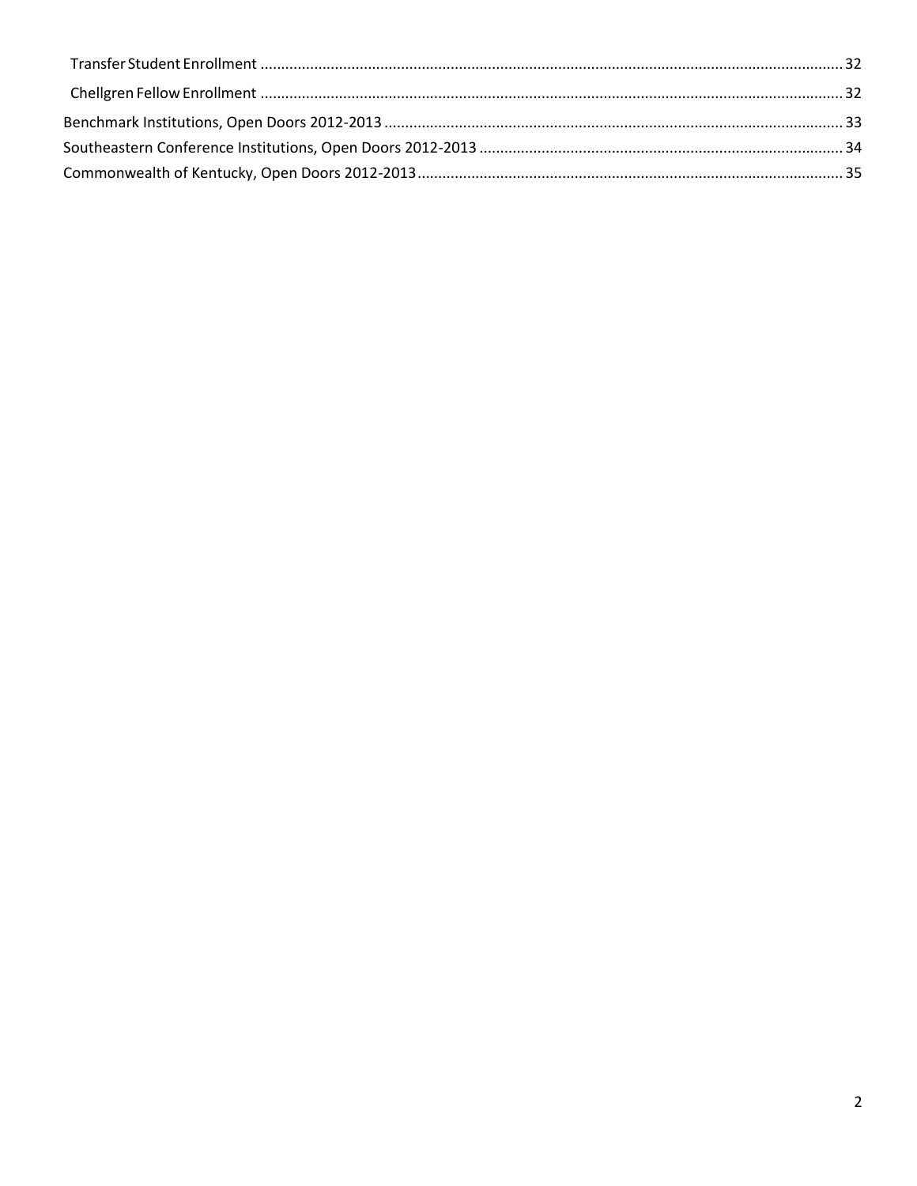Transfer Student Enrollment ........................................................................................................................................ 32

Chellgren Fellow Enrollment ....................................................................................................................................... 32

Benchmark Institutions, Open Doors 2012-2013 ............................................................................................................ 33

Southeastern Conference Institutions, Open Doors 2012-2013 ...................................................................................... 34

Commonwealth of Kentucky, Open Doors 2012-2013 ..................................................................................................... 35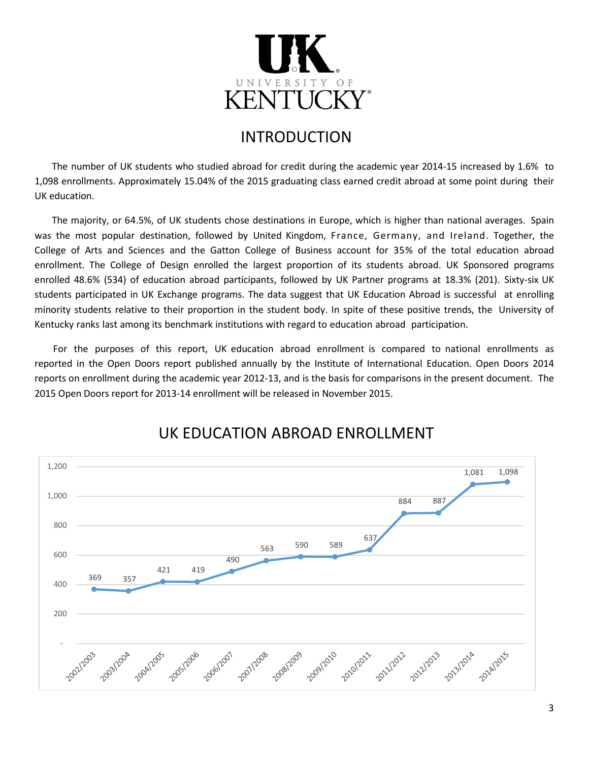# INTRODUCTION

The number of UK students who studied abroad for credit during the academic year 2014-15 increased by 1.6% to 1,098 enrollments. Approximately 15.04% of the 2015 graduating class earned credit abroad at some point during their UK education.

The majority, or 64.5%, of UK students chose destinations in Europe, which is higher than national averages. Spain was the most popular destination, followed by United Kingdom, France, Germany, and Ireland. Together, the College of Arts and Sciences and the Gatton College of Business account for 35% of the total education abroad enrollment. The College of Design enrolled the largest proportion of its students abroad. UK Sponsored programs enrolled 48.6% (534) of education abroad participants, followed by UK Partner programs at 18.3% (201). Sixty-six UK students participated in UK Exchange programs. The data suggest that UK Education Abroad is successful at enrolling minority students relative to their proportion in the student body. In spite of these positive trends, the University of Kentucky ranks last among its benchmark institutions with regard to education abroad participation.

For the purposes of this report, UK education abroad enrollment is compared to national enrollments as reported in the Open Doors report published annually by the Institute of International Education. Open Doors 2014 reports on enrollment during the academic year 2012-13, and is the basis for comparisons in the present document. The 2015 Open Doors report for 2013-14 enrollment will be released in November 2015.

## UK EDUCATION ABROAD ENROLLMENT

| Academic Year | Enrollment |
|---|---|
| 2002/2003 | 369 |
| 2003/2004 | 357 |
| 2004/2005 | 421 |
| 2005/2006 | 419 |
| 2006/2007 | 490 |
| 2007/2008 | 563 |
| 2008/2009 | 590 |
| 2009/2010 | 589 |
| 2010/2011 | 637 |
| 2011/2012 | 884 |
| 2012/2013 | 887 |
| 2013/2014 | 1,081 |
| 2014/2015 | 1,098 |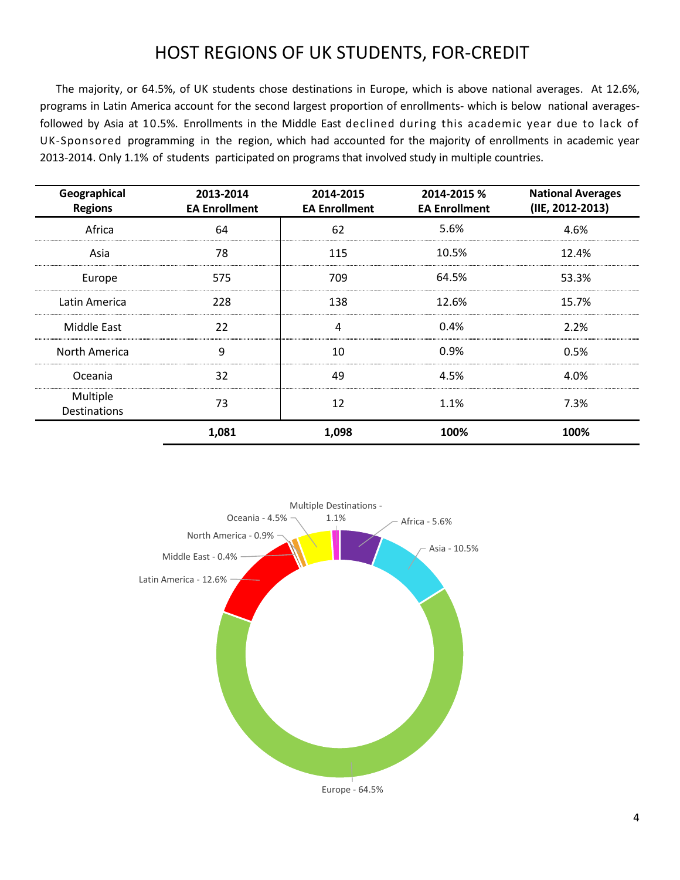# HOST REGIONS OF UK STUDENTS, FOR-CREDIT

The majority, or 64.5%, of UK students chose destinations in Europe, which is above national averages. At 12.6%, programs in Latin America account for the second largest proportion of enrollments- which is below national averages- followed by Asia at 10.5%. Enrollments in the Middle East declined during this academic year due to lack of UK-Sponsored programming in the region, which had accounted for the majority of enrollments in academic year 2013-2014. Only 1.1% of students participated on programs that involved study in multiple countries.

| Geographical Regions | 2013-2014 EA Enrollment | 2014-2015 EA Enrollment | 2014-2015 % EA Enrollment | National Averages (IIE, 2012-2013) |
|---|---|---|---|---|
| Africa | 64 | 62 | 5.6% | 4.6% |
| Asia | 78 | 115 | 10.5% | 12.4% |
| Europe | 575 | 709 | 64.5% | 53.3% |
| Latin America | 228 | 138 | 12.6% | 15.7% |
| Middle East | 22 | 4 | 0.4% | 2.2% |
| North America | 9 | 10 | 0.9% | 0.5% |
| Oceania | 32 | 49 | 4.5% | 4.0% |
| Multiple Destinations | 73 | 12 | 1.1% | 7.3% |
| | **1,081** | **1,098** | **100%** | **100%** |

Multiple Destinations - 1.1%
Africa - 5.6%
Asia - 10.5%
Europe - 64.5%
Latin America - 12.6%
Middle East - 0.4%
North America - 0.9%
Oceania - 4.5%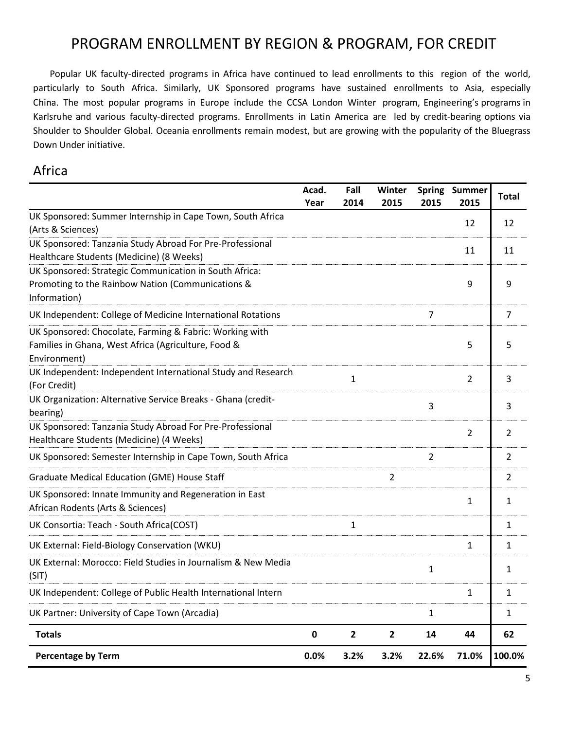# PROGRAM ENROLLMENT BY REGION & PROGRAM, FOR CREDIT

Popular UK faculty-directed programs in Africa have continued to lead enrollments to this region of the world, particularly to South Africa. Similarly, UK Sponsored programs have sustained enrollments to Asia, especially China. The most popular programs in Europe include the CCSA London Winter program, Engineering's programs in Karlsruhe and various faculty-directed programs. Enrollments in Latin America are led by credit-bearing options via Shoulder to Shoulder Global. Oceania enrollments remain modest, but are growing with the popularity of the Bluegrass Down Under initiative.

## Africa

| | Acad. Year | Fall 2014 | Winter 2015 | Spring 2015 | Summer 2015 | Total |
|---|---|---|---|---|---|---|
| UK Sponsored: Summer Internship in Cape Town, South Africa (Arts & Sciences) | | | | | 12 | 12 |
| UK Sponsored: Tanzania Study Abroad For Pre-Professional Healthcare Students (Medicine) (8 Weeks) | | | | | 11 | 11 |
| UK Sponsored: Strategic Communication in South Africa: Promoting to the Rainbow Nation (Communications & Information) | | | | | 9 | 9 |
| UK Independent: College of Medicine International Rotations | | | | 7 | | 7 |
| UK Sponsored: Chocolate, Farming & Fabric: Working with Families in Ghana, West Africa (Agriculture, Food & Environment) | | | | | 5 | 5 |
| UK Independent: Independent International Study and Research (For Credit) | | 1 | | | 2 | 3 |
| UK Organization: Alternative Service Breaks - Ghana (credit-bearing) | | | | 3 | | 3 |
| UK Sponsored: Tanzania Study Abroad For Pre-Professional Healthcare Students (Medicine) (4 Weeks) | | | | | 2 | 2 |
| UK Sponsored: Semester Internship in Cape Town, South Africa | | | | 2 | | 2 |
| Graduate Medical Education (GME) House Staff | | | 2 | | | 2 |
| UK Sponsored: Innate Immunity and Regeneration in East African Rodents (Arts & Sciences) | | | | | 1 | 1 |
| UK Consortia: Teach - South Africa(COST) | | 1 | | | | 1 |
| UK External: Field-Biology Conservation (WKU) | | | | | 1 | 1 |
| UK External: Morocco: Field Studies in Journalism & New Media (SIT) | | | | 1 | | 1 |
| UK Independent: College of Public Health International Intern | | | | | 1 | 1 |
| UK Partner: University of Cape Town (Arcadia) | | | | 1 | | 1 |
| **Totals** | **0** | **2** | **2** | **14** | **44** | **62** |
| **Percentage by Term** | **0.0%** | **3.2%** | **3.2%** | **22.6%** | **71.0%** | **100.0%** |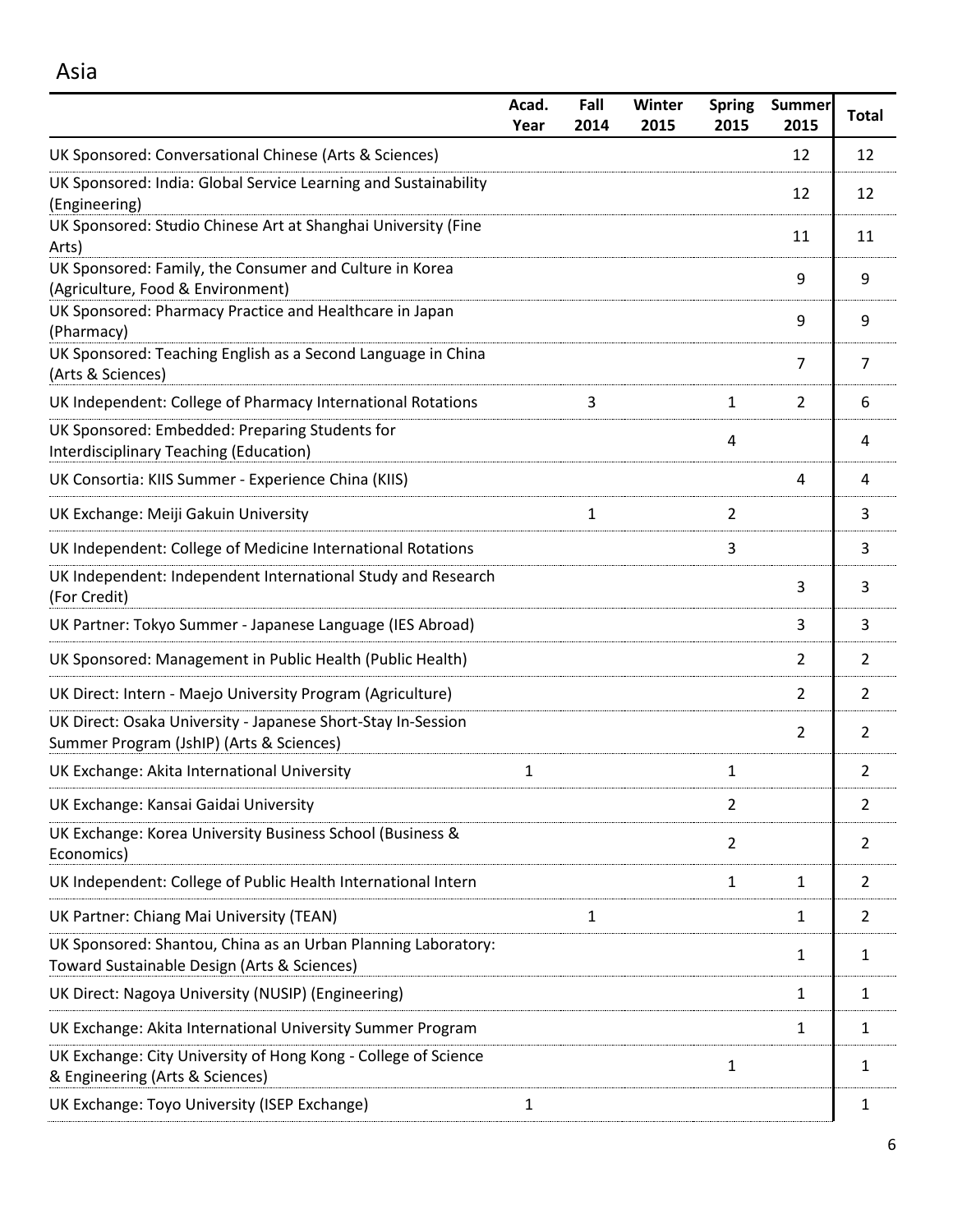## Asia

| | Acad. Year | Fall 2014 | Winter 2015 | Spring 2015 | Summer 2015 | Total |
|---|---|---|---|---|---|---|
| UK Sponsored: Conversational Chinese (Arts & Sciences) | | | | | 12 | 12 |
| UK Sponsored: India: Global Service Learning and Sustainability (Engineering) | | | | | 12 | 12 |
| UK Sponsored: Studio Chinese Art at Shanghai University (Fine Arts) | | | | | 11 | 11 |
| UK Sponsored: Family, the Consumer and Culture in Korea (Agriculture, Food & Environment) | | | | | 9 | 9 |
| UK Sponsored: Pharmacy Practice and Healthcare in Japan (Pharmacy) | | | | | 9 | 9 |
| UK Sponsored: Teaching English as a Second Language in China (Arts & Sciences) | | | | | 7 | 7 |
| UK Independent: College of Pharmacy International Rotations | | 3 | | 1 | 2 | 6 |
| UK Sponsored: Embedded: Preparing Students for Interdisciplinary Teaching (Education) | | | | 4 | | 4 |
| UK Consortia: KIIS Summer - Experience China (KIIS) | | | | | 4 | 4 |
| UK Exchange: Meiji Gakuin University | | 1 | | 2 | | 3 |
| UK Independent: College of Medicine International Rotations | | | | 3 | | 3 |
| UK Independent: Independent International Study and Research (For Credit) | | | | | 3 | 3 |
| UK Partner: Tokyo Summer - Japanese Language (IES Abroad) | | | | | 3 | 3 |
| UK Sponsored: Management in Public Health (Public Health) | | | | | 2 | 2 |
| UK Direct: Intern - Maejo University Program (Agriculture) | | | | | 2 | 2 |
| UK Direct: Osaka University - Japanese Short-Stay In-Session Summer Program (JshIP) (Arts & Sciences) | | | | | 2 | 2 |
| UK Exchange: Akita International University | 1 | | | 1 | | 2 |
| UK Exchange: Kansai Gaidai University | | | | 2 | | 2 |
| UK Exchange: Korea University Business School (Business & Economics) | | | | 2 | | 2 |
| UK Independent: College of Public Health International Intern | | | | 1 | 1 | 2 |
| UK Partner: Chiang Mai University (TEAN) | | 1 | | | 1 | 2 |
| UK Sponsored: Shantou, China as an Urban Planning Laboratory: Toward Sustainable Design (Arts & Sciences) | | | | | 1 | 1 |
| UK Direct: Nagoya University (NUSIP) (Engineering) | | | | | 1 | 1 |
| UK Exchange: Akita International University Summer Program | | | | | 1 | 1 |
| UK Exchange: City University of Hong Kong - College of Science & Engineering (Arts & Sciences) | | | | 1 | | 1 |
| UK Exchange: Toyo University (ISEP Exchange) | 1 | | | | | 1 |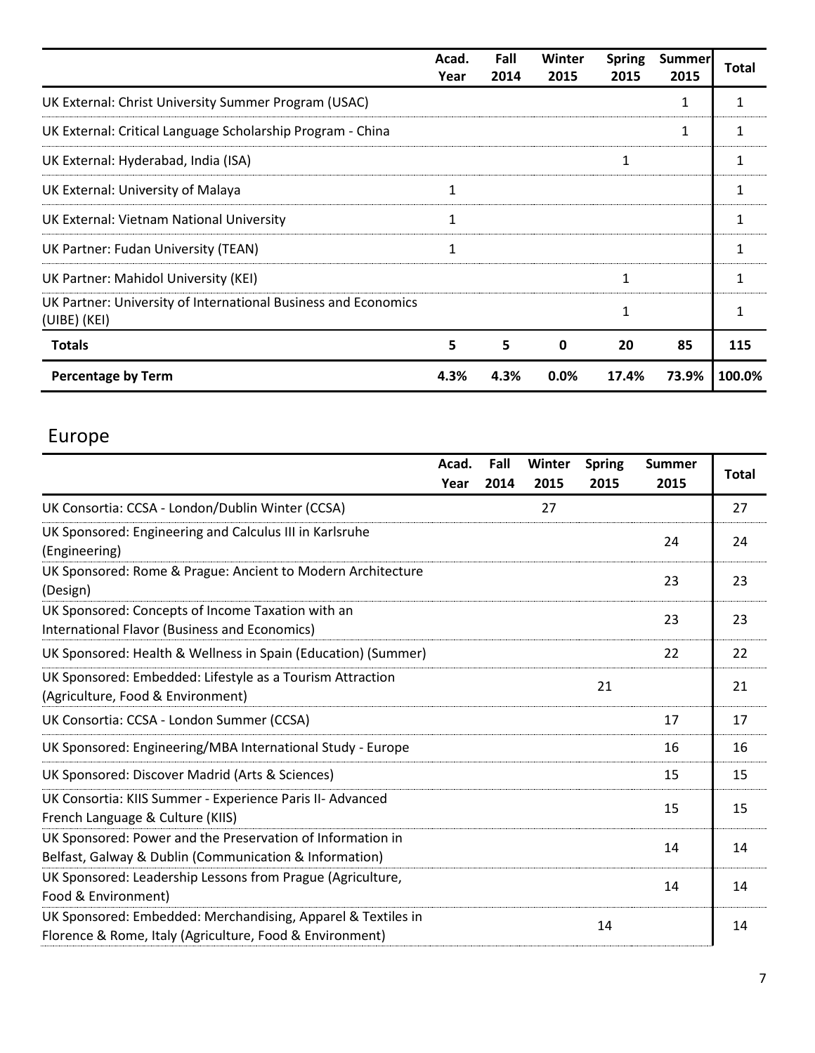| | Acad. Year | Fall 2014 | Winter 2015 | Spring 2015 | Summer 2015 | Total |
|---|---|---|---|---|---|---|
| UK External: Christ University Summer Program (USAC) | | | | | 1 | 1 |
| UK External: Critical Language Scholarship Program - China | | | | | 1 | 1 |
| UK External: Hyderabad, India (ISA) | | | | 1 | | 1 |
| UK External: University of Malaya | 1 | | | | | 1 |
| UK External: Vietnam National University | 1 | | | | | 1 |
| UK Partner: Fudan University (TEAN) | 1 | | | | | 1 |
| UK Partner: Mahidol University (KEI) | | | | 1 | | 1 |
| UK Partner: University of International Business and Economics (UIBE) (KEI) | | | | 1 | | 1 |
| **Totals** | **5** | **5** | **0** | **20** | **85** | **115** |
| **Percentage by Term** | **4.3%** | **4.3%** | **0.0%** | **17.4%** | **73.9%** | **100.0%** |

## Europe

| | Acad. Year | Fall 2014 | Winter 2015 | Spring 2015 | Summer 2015 | Total |
|---|---|---|---|---|---|---|
| UK Consortia: CCSA - London/Dublin Winter (CCSA) | | | 27 | | | 27 |
| UK Sponsored: Engineering and Calculus III in Karlsruhe (Engineering) | | | | | 24 | 24 |
| UK Sponsored: Rome & Prague: Ancient to Modern Architecture (Design) | | | | | 23 | 23 |
| UK Sponsored: Concepts of Income Taxation with an International Flavor (Business and Economics) | | | | | 23 | 23 |
| UK Sponsored: Health & Wellness in Spain (Education) (Summer) | | | | | 22 | 22 |
| UK Sponsored: Embedded: Lifestyle as a Tourism Attraction (Agriculture, Food & Environment) | | | | 21 | | 21 |
| UK Consortia: CCSA - London Summer (CCSA) | | | | | 17 | 17 |
| UK Sponsored: Engineering/MBA International Study - Europe | | | | | 16 | 16 |
| UK Sponsored: Discover Madrid (Arts & Sciences) | | | | | 15 | 15 |
| UK Consortia: KIIS Summer - Experience Paris II- Advanced French Language & Culture (KIIS) | | | | | 15 | 15 |
| UK Sponsored: Power and the Preservation of Information in Belfast, Galway & Dublin (Communication & Information) | | | | | 14 | 14 |
| UK Sponsored: Leadership Lessons from Prague (Agriculture, Food & Environment) | | | | | 14 | 14 |
| UK Sponsored: Embedded: Merchandising, Apparel & Textiles in Florence & Rome, Italy (Agriculture, Food & Environment) | | | | 14 | | 14 |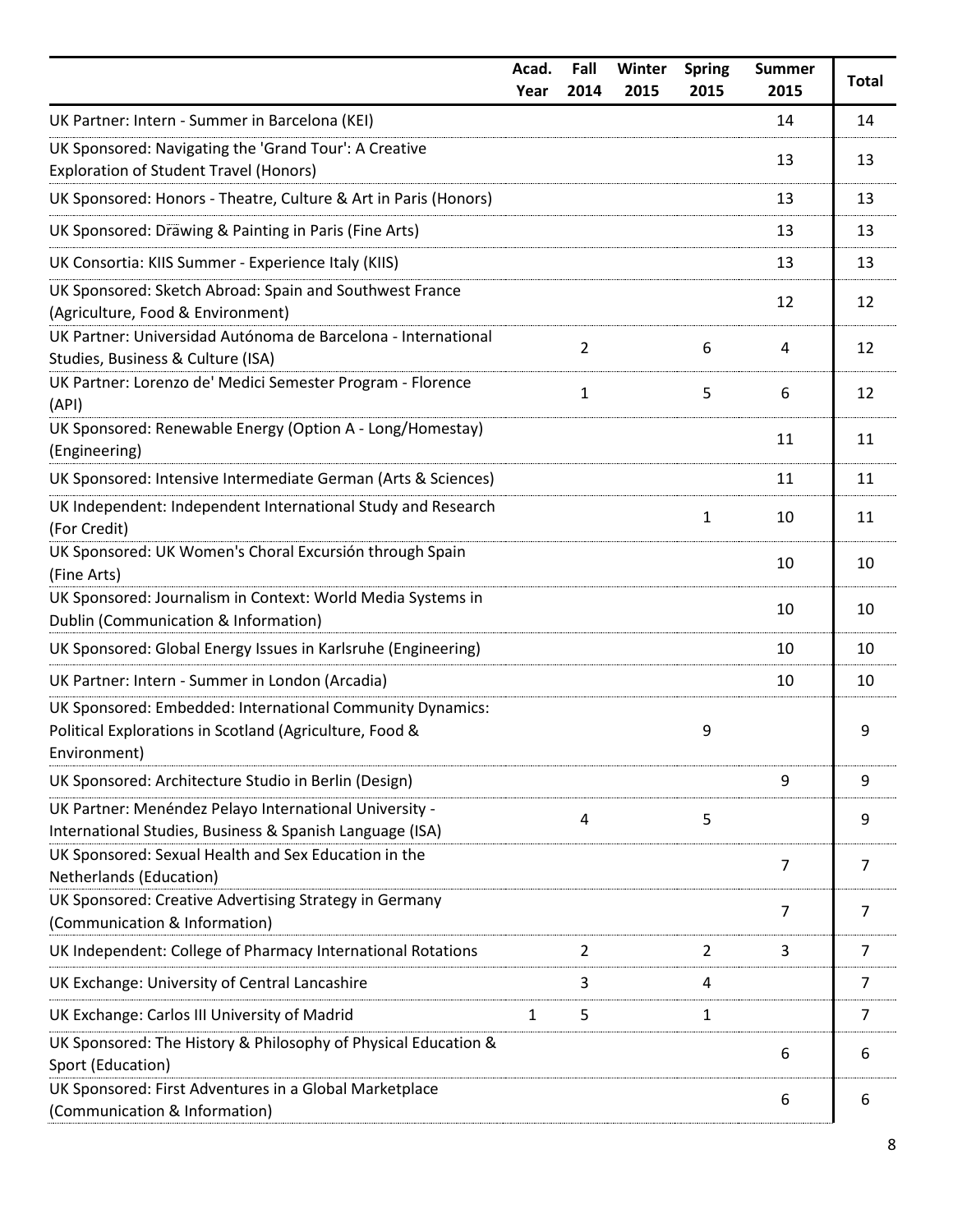| | Acad. Year | Fall 2014 | Winter 2015 | Spring 2015 | Summer 2015 | Total |
|---|---|---|---|---|---|---|
| UK Partner: Intern - Summer in Barcelona (KEI) | | | | | 14 | 14 |
| UK Sponsored: Navigating the 'Grand Tour': A Creative Exploration of Student Travel (Honors) | | | | | 13 | 13 |
| UK Sponsored: Honors - Theatre, Culture & Art in Paris (Honors) | | | | | 13 | 13 |
| UK Sponsored: Drawing & Painting in Paris (Fine Arts) | | | | | 13 | 13 |
| UK Consortia: KIIS Summer - Experience Italy (KIIS) | | | | | 13 | 13 |
| UK Sponsored: Sketch Abroad: Spain and Southwest France (Agriculture, Food & Environment) | | | | | 12 | 12 |
| UK Partner: Universidad Autónoma de Barcelona - International Studies, Business & Culture (ISA) | | 2 | | 6 | 4 | 12 |
| UK Partner: Lorenzo de' Medici Semester Program - Florence (API) | | 1 | | 5 | 6 | 12 |
| UK Sponsored: Renewable Energy (Option A - Long/Homestay) (Engineering) | | | | | 11 | 11 |
| UK Sponsored: Intensive Intermediate German (Arts & Sciences) | | | | | 11 | 11 |
| UK Independent: Independent International Study and Research (For Credit) | | | | 1 | 10 | 11 |
| UK Sponsored: UK Women's Choral Excursión through Spain (Fine Arts) | | | | | 10 | 10 |
| UK Sponsored: Journalism in Context: World Media Systems in Dublin (Communication & Information) | | | | | 10 | 10 |
| UK Sponsored: Global Energy Issues in Karlsruhe (Engineering) | | | | | 10 | 10 |
| UK Partner: Intern - Summer in London (Arcadia) | | | | | 10 | 10 |
| UK Sponsored: Embedded: International Community Dynamics: Political Explorations in Scotland (Agriculture, Food & Environment) | | | | 9 | | 9 |
| UK Sponsored: Architecture Studio in Berlin (Design) | | | | | 9 | 9 |
| UK Partner: Menéndez Pelayo International University - International Studies, Business & Spanish Language (ISA) | | 4 | | 5 | | 9 |
| UK Sponsored: Sexual Health and Sex Education in the Netherlands (Education) | | | | | 7 | 7 |
| UK Sponsored: Creative Advertising Strategy in Germany (Communication & Information) | | | | | 7 | 7 |
| UK Independent: College of Pharmacy International Rotations | | 2 | | 2 | 3 | 7 |
| UK Exchange: University of Central Lancashire | | 3 | | 4 | | 7 |
| UK Exchange: Carlos III University of Madrid | 1 | 5 | | 1 | | 7 |
| UK Sponsored: The History & Philosophy of Physical Education & Sport (Education) | | | | | 6 | 6 |
| UK Sponsored: First Adventures in a Global Marketplace (Communication & Information) | | | | | 6 | 6 |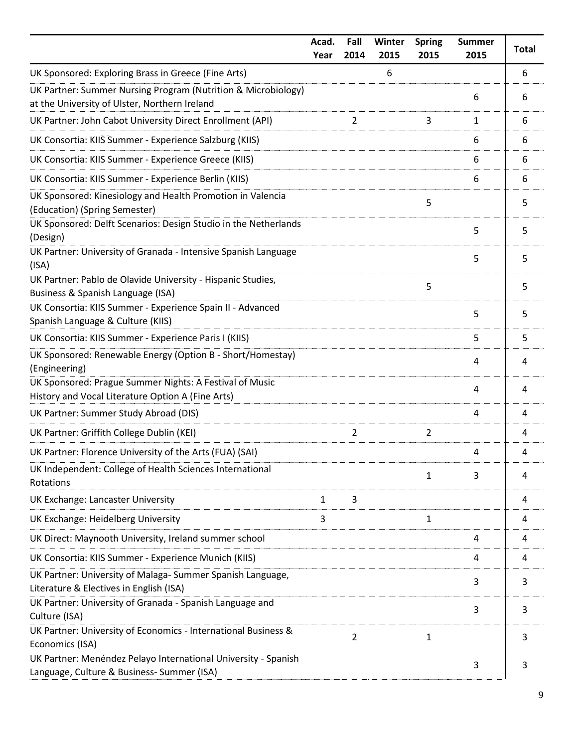|  | Acad. Year | Fall 2014 | Winter 2015 | Spring 2015 | Summer 2015 | Total |
|---|---|---|---|---|---|---|
| UK Sponsored: Exploring Brass in Greece (Fine Arts) |  |  | 6 |  |  | 6 |
| UK Partner: Summer Nursing Program (Nutrition & Microbiology) at the University of Ulster, Northern Ireland |  |  |  |  | 6 | 6 |
| UK Partner: John Cabot University Direct Enrollment (API) |  | 2 |  | 3 | 1 | 6 |
| UK Consortia: KIIS Summer - Experience Salzburg (KIIS) |  |  |  |  | 6 | 6 |
| UK Consortia: KIIS Summer - Experience Greece (KIIS) |  |  |  |  | 6 | 6 |
| UK Consortia: KIIS Summer - Experience Berlin (KIIS) |  |  |  |  | 6 | 6 |
| UK Sponsored: Kinesiology and Health Promotion in Valencia (Education) (Spring Semester) |  |  |  | 5 |  | 5 |
| UK Sponsored: Delft Scenarios: Design Studio in the Netherlands (Design) |  |  |  |  | 5 | 5 |
| UK Partner: University of Granada - Intensive Spanish Language (ISA) |  |  |  |  | 5 | 5 |
| UK Partner: Pablo de Olavide University - Hispanic Studies, Business & Spanish Language (ISA) |  |  |  | 5 |  | 5 |
| UK Consortia: KIIS Summer - Experience Spain II - Advanced Spanish Language & Culture (KIIS) |  |  |  |  | 5 | 5 |
| UK Consortia: KIIS Summer - Experience Paris I (KIIS) |  |  |  |  | 5 | 5 |
| UK Sponsored: Renewable Energy (Option B - Short/Homestay) (Engineering) |  |  |  |  | 4 | 4 |
| UK Sponsored: Prague Summer Nights: A Festival of Music History and Vocal Literature Option A (Fine Arts) |  |  |  |  | 4 | 4 |
| UK Partner: Summer Study Abroad (DIS) |  |  |  |  | 4 | 4 |
| UK Partner: Griffith College Dublin (KEI) |  | 2 |  | 2 |  | 4 |
| UK Partner: Florence University of the Arts (FUA) (SAI) |  |  |  |  | 4 | 4 |
| UK Independent: College of Health Sciences International Rotations |  |  |  | 1 | 3 | 4 |
| UK Exchange: Lancaster University | 1 | 3 |  |  |  | 4 |
| UK Exchange: Heidelberg University | 3 |  |  | 1 |  | 4 |
| UK Direct: Maynooth University, Ireland summer school |  |  |  |  | 4 | 4 |
| UK Consortia: KIIS Summer - Experience Munich (KIIS) |  |  |  |  | 4 | 4 |
| UK Partner: University of Malaga- Summer Spanish Language, Literature & Electives in English (ISA) |  |  |  |  | 3 | 3 |
| UK Partner: University of Granada - Spanish Language and Culture (ISA) |  |  |  |  | 3 | 3 |
| UK Partner: University of Economics - International Business & Economics (ISA) |  | 2 |  | 1 |  | 3 |
| UK Partner: Menéndez Pelayo International University - Spanish Language, Culture & Business- Summer (ISA) |  |  |  |  | 3 | 3 |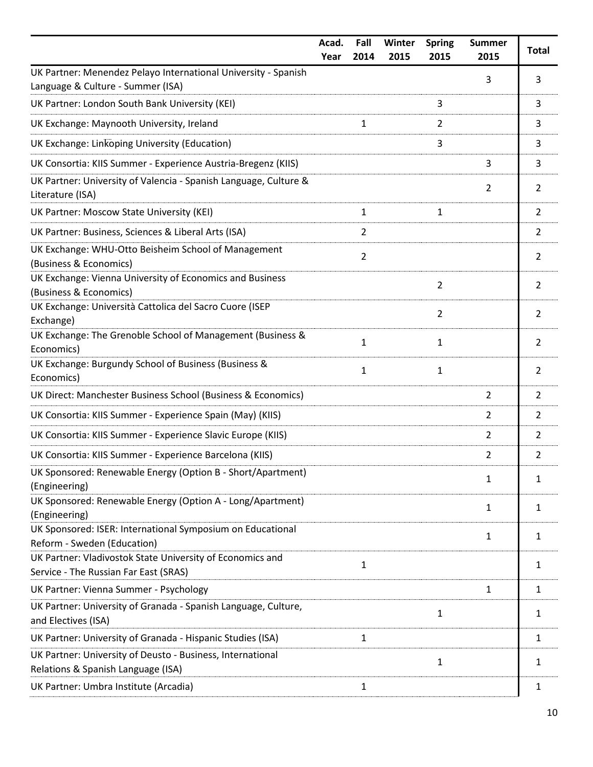| | Acad. Year | Fall 2014 | Winter 2015 | Spring 2015 | Summer 2015 | Total |
|---|---|---|---|---|---|---|
| UK Partner: Menendez Pelayo International University - Spanish Language & Culture - Summer (ISA) | | | | | 3 | 3 |
| UK Partner: London South Bank University (KEI) | | | | 3 | | 3 |
| UK Exchange: Maynooth University, Ireland | | 1 | | 2 | | 3 |
| UK Exchange: Linköping University (Education) | | | | 3 | | 3 |
| UK Consortia: KIIS Summer - Experience Austria-Bregenz (KIIS) | | | | | 3 | 3 |
| UK Partner: University of Valencia - Spanish Language, Culture & Literature (ISA) | | | | | 2 | 2 |
| UK Partner: Moscow State University (KEI) | | 1 | | 1 | | 2 |
| UK Partner: Business, Sciences & Liberal Arts (ISA) | | 2 | | | | 2 |
| UK Exchange: WHU-Otto Beisheim School of Management (Business & Economics) | | 2 | | | | 2 |
| UK Exchange: Vienna University of Economics and Business (Business & Economics) | | | | 2 | | 2 |
| UK Exchange: Università Cattolica del Sacro Cuore (ISEP Exchange) | | | | 2 | | 2 |
| UK Exchange: The Grenoble School of Management (Business & Economics) | | 1 | | 1 | | 2 |
| UK Exchange: Burgundy School of Business (Business & Economics) | | 1 | | 1 | | 2 |
| UK Direct: Manchester Business School (Business & Economics) | | | | | 2 | 2 |
| UK Consortia: KIIS Summer - Experience Spain (May) (KIIS) | | | | | 2 | 2 |
| UK Consortia: KIIS Summer - Experience Slavic Europe (KIIS) | | | | | 2 | 2 |
| UK Consortia: KIIS Summer - Experience Barcelona (KIIS) | | | | | 2 | 2 |
| UK Sponsored: Renewable Energy (Option B - Short/Apartment) (Engineering) | | | | | 1 | 1 |
| UK Sponsored: Renewable Energy (Option A - Long/Apartment) (Engineering) | | | | | 1 | 1 |
| UK Sponsored: ISER: International Symposium on Educational Reform - Sweden (Education) | | | | | 1 | 1 |
| UK Partner: Vladivostok State University of Economics and Service - The Russian Far East (SRAS) | | 1 | | | | 1 |
| UK Partner: Vienna Summer - Psychology | | | | | 1 | 1 |
| UK Partner: University of Granada - Spanish Language, Culture, and Electives (ISA) | | | | 1 | | 1 |
| UK Partner: University of Granada - Hispanic Studies (ISA) | | 1 | | | | 1 |
| UK Partner: University of Deusto - Business, International Relations & Spanish Language (ISA) | | | | 1 | | 1 |
| UK Partner: Umbra Institute (Arcadia) | | 1 | | | | 1 |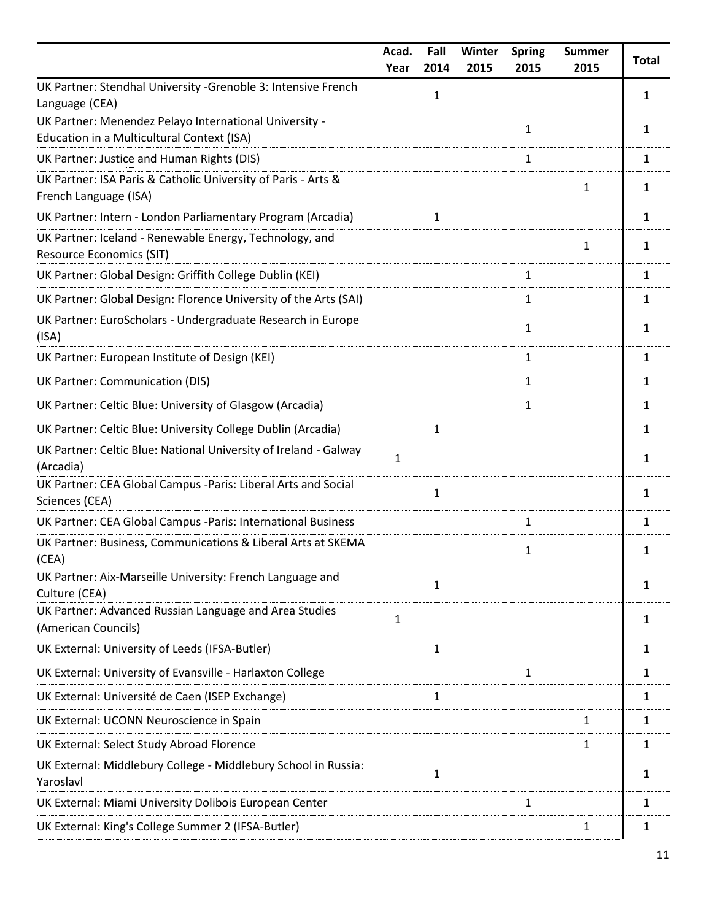| | Acad. Year | Fall 2014 | Winter 2015 | Spring 2015 | Summer 2015 | Total |
|---|---|---|---|---|---|---|
| UK Partner: Stendhal University -Grenoble 3: Intensive French Language (CEA) | | 1 | | | | 1 |
| UK Partner: Menendez Pelayo International University - Education in a Multicultural Context (ISA) | | | | 1 | | 1 |
| UK Partner: Justice and Human Rights (DIS) | | | | 1 | | 1 |
| UK Partner: ISA Paris & Catholic University of Paris - Arts & French Language (ISA) | | | | | 1 | 1 |
| UK Partner: Intern - London Parliamentary Program (Arcadia) | | 1 | | | | 1 |
| UK Partner: Iceland - Renewable Energy, Technology, and Resource Economics (SIT) | | | | | 1 | 1 |
| UK Partner: Global Design: Griffith College Dublin (KEI) | | | | 1 | | 1 |
| UK Partner: Global Design: Florence University of the Arts (SAI) | | | | 1 | | 1 |
| UK Partner: EuroScholars - Undergraduate Research in Europe (ISA) | | | | 1 | | 1 |
| UK Partner: European Institute of Design (KEI) | | | | 1 | | 1 |
| UK Partner: Communication (DIS) | | | | 1 | | 1 |
| UK Partner: Celtic Blue: University of Glasgow (Arcadia) | | | | 1 | | 1 |
| UK Partner: Celtic Blue: University College Dublin (Arcadia) | | 1 | | | | 1 |
| UK Partner: Celtic Blue: National University of Ireland - Galway (Arcadia) | 1 | | | | | 1 |
| UK Partner: CEA Global Campus -Paris: Liberal Arts and Social Sciences (CEA) | | 1 | | | | 1 |
| UK Partner: CEA Global Campus -Paris: International Business | | | | 1 | | 1 |
| UK Partner: Business, Communications & Liberal Arts at SKEMA (CEA) | | | | 1 | | 1 |
| UK Partner: Aix-Marseille University: French Language and Culture (CEA) | | 1 | | | | 1 |
| UK Partner: Advanced Russian Language and Area Studies (American Councils) | 1 | | | | | 1 |
| UK External: University of Leeds (IFSA-Butler) | | 1 | | | | 1 |
| UK External: University of Evansville - Harlaxton College | | | | 1 | | 1 |
| UK External: Université de Caen (ISEP Exchange) | | 1 | | | | 1 |
| UK External: UCONN Neuroscience in Spain | | | | | 1 | 1 |
| UK External: Select Study Abroad Florence | | | | | 1 | 1 |
| UK External: Middlebury College - Middlebury School in Russia: Yaroslavl | | 1 | | | | 1 |
| UK External: Miami University Dolibois European Center | | | | 1 | | 1 |
| UK External: King's College Summer 2 (IFSA-Butler) | | | | | 1 | 1 |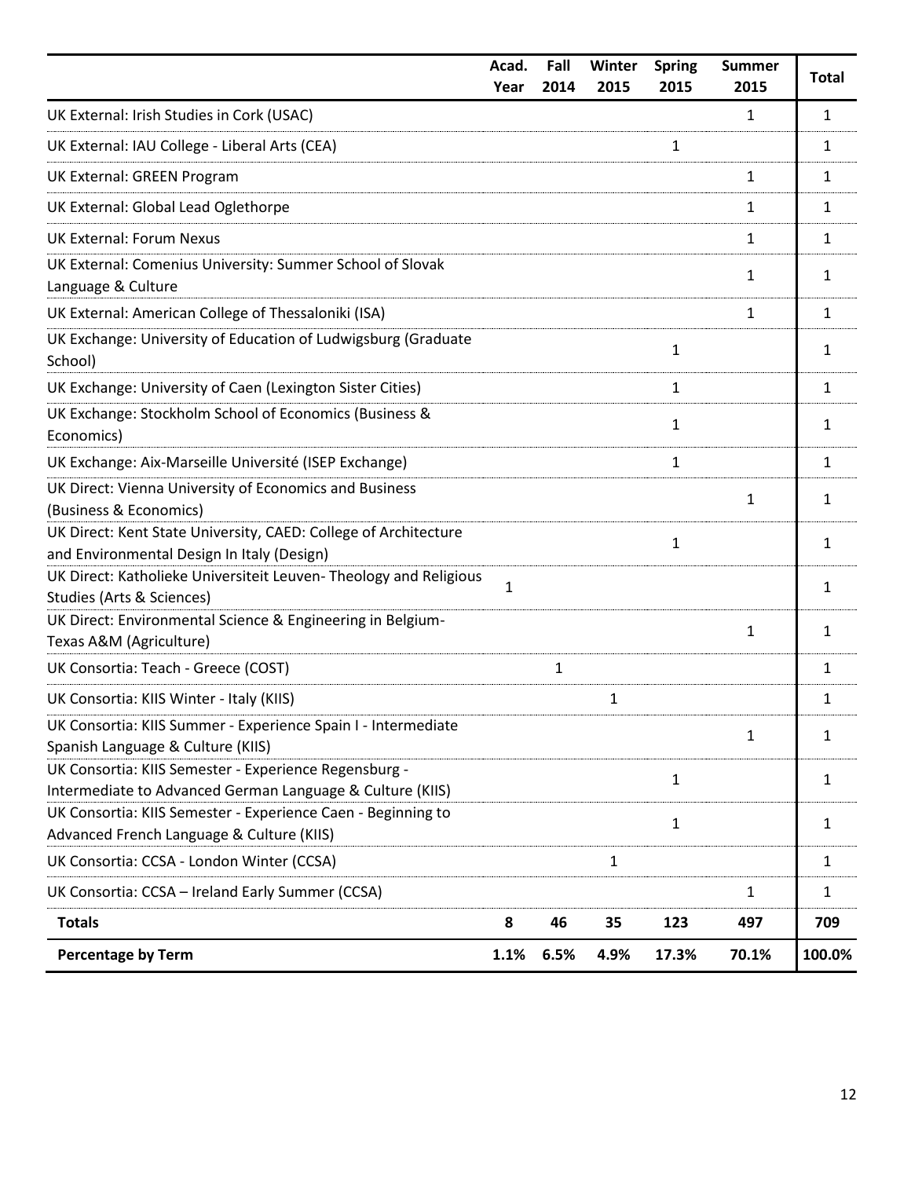| | Acad. Year | Fall 2014 | Winter 2015 | Spring 2015 | Summer 2015 | Total |
|---|---|---|---|---|---|---|
| UK External: Irish Studies in Cork (USAC) | | | | | 1 | 1 |
| UK External: IAU College - Liberal Arts (CEA) | | | | 1 | | 1 |
| UK External: GREEN Program | | | | | 1 | 1 |
| UK External: Global Lead Oglethorpe | | | | | 1 | 1 |
| UK External: Forum Nexus | | | | | 1 | 1 |
| UK External: Comenius University: Summer School of Slovak Language & Culture | | | | | 1 | 1 |
| UK External: American College of Thessaloniki (ISA) | | | | | 1 | 1 |
| UK Exchange: University of Education of Ludwigsburg (Graduate School) | | | | 1 | | 1 |
| UK Exchange: University of Caen (Lexington Sister Cities) | | | | 1 | | 1 |
| UK Exchange: Stockholm School of Economics (Business & Economics) | | | | 1 | | 1 |
| UK Exchange: Aix-Marseille Université (ISEP Exchange) | | | | 1 | | 1 |
| UK Direct: Vienna University of Economics and Business (Business & Economics) | | | | | 1 | 1 |
| UK Direct: Kent State University, CAED: College of Architecture and Environmental Design In Italy (Design) | | | | 1 | | 1 |
| UK Direct: Katholieke Universiteit Leuven- Theology and Religious Studies (Arts & Sciences) | 1 | | | | | 1 |
| UK Direct: Environmental Science & Engineering in Belgium- Texas A&M (Agriculture) | | | | | 1 | 1 |
| UK Consortia: Teach - Greece (COST) | | 1 | | | | 1 |
| UK Consortia: KIIS Winter - Italy (KIIS) | | | 1 | | | 1 |
| UK Consortia: KIIS Summer - Experience Spain I - Intermediate Spanish Language & Culture (KIIS) | | | | | 1 | 1 |
| UK Consortia: KIIS Semester - Experience Regensburg - Intermediate to Advanced German Language & Culture (KIIS) | | | | 1 | | 1 |
| UK Consortia: KIIS Semester - Experience Caen - Beginning to Advanced French Language & Culture (KIIS) | | | | 1 | | 1 |
| UK Consortia: CCSA - London Winter (CCSA) | | | 1 | | | 1 |
| UK Consortia: CCSA – Ireland Early Summer (CCSA) | | | | | 1 | 1 |
| **Totals** | **8** | **46** | **35** | **123** | **497** | **709** |
| **Percentage by Term** | **1.1%** | **6.5%** | **4.9%** | **17.3%** | **70.1%** | **100.0%** |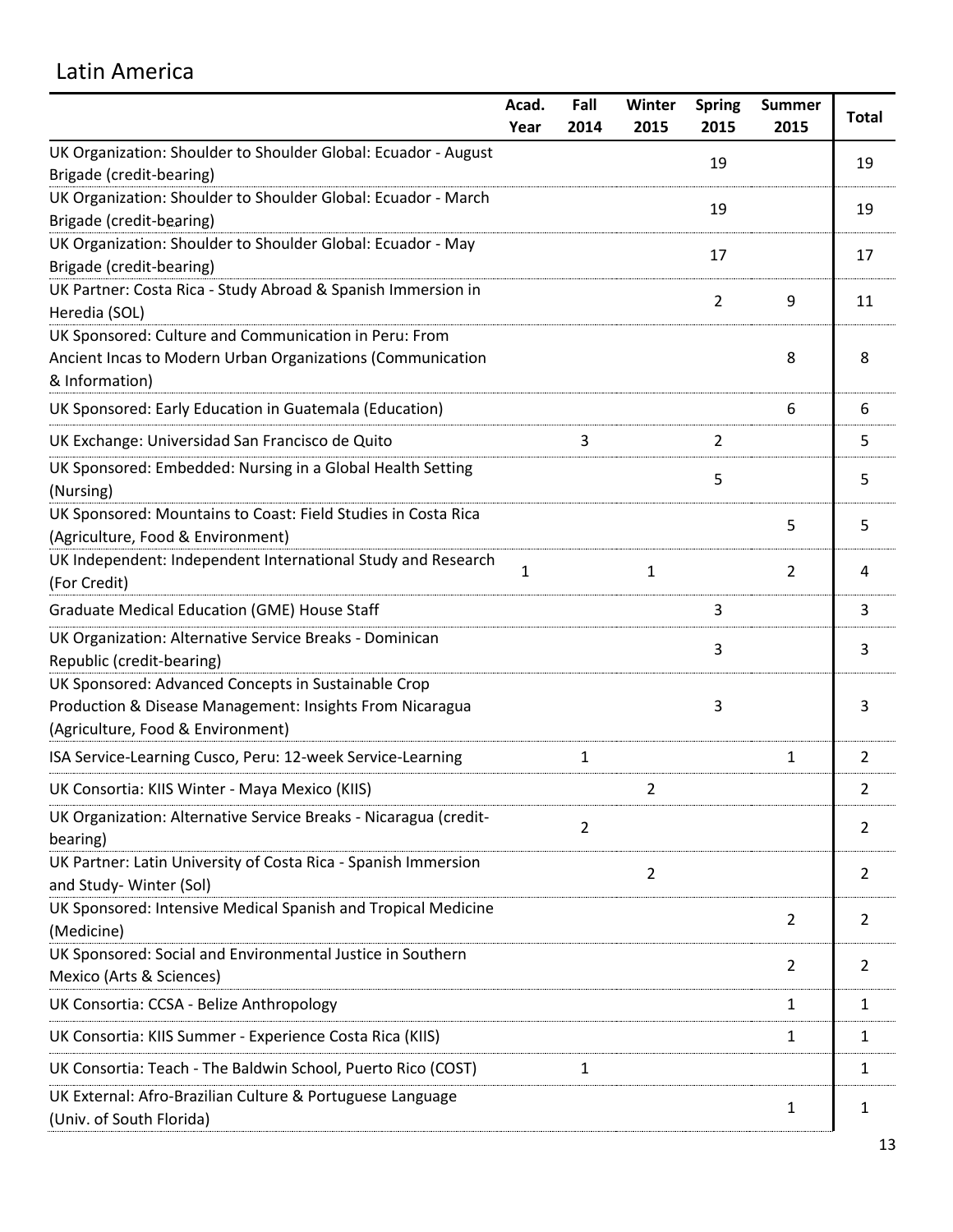## Latin America

| | Acad. Year | Fall 2014 | Winter 2015 | Spring 2015 | Summer 2015 | Total |
|---|---|---|---|---|---|---|
| UK Organization: Shoulder to Shoulder Global: Ecuador - August Brigade (credit-bearing) | | | | 19 | | 19 |
| UK Organization: Shoulder to Shoulder Global: Ecuador - March Brigade (credit-bearing) | | | | 19 | | 19 |
| UK Organization: Shoulder to Shoulder Global: Ecuador - May Brigade (credit-bearing) | | | | 17 | | 17 |
| UK Partner: Costa Rica - Study Abroad & Spanish Immersion in Heredia (SOL) | | | | 2 | 9 | 11 |
| UK Sponsored: Culture and Communication in Peru: From Ancient Incas to Modern Urban Organizations (Communication & Information) | | | | | 8 | 8 |
| UK Sponsored: Early Education in Guatemala (Education) | | | | | 6 | 6 |
| UK Exchange: Universidad San Francisco de Quito | | 3 | | 2 | | 5 |
| UK Sponsored: Embedded: Nursing in a Global Health Setting (Nursing) | | | | 5 | | 5 |
| UK Sponsored: Mountains to Coast: Field Studies in Costa Rica (Agriculture, Food & Environment) | | | | | 5 | 5 |
| UK Independent: Independent International Study and Research (For Credit) | 1 | | 1 | | 2 | 4 |
| Graduate Medical Education (GME) House Staff | | | | 3 | | 3 |
| UK Organization: Alternative Service Breaks - Dominican Republic (credit-bearing) | | | | 3 | | 3 |
| UK Sponsored: Advanced Concepts in Sustainable Crop Production & Disease Management: Insights From Nicaragua (Agriculture, Food & Environment) | | | | 3 | | 3 |
| ISA Service-Learning Cusco, Peru: 12-week Service-Learning | | 1 | | | 1 | 2 |
| UK Consortia: KIIS Winter - Maya Mexico (KIIS) | | | 2 | | | 2 |
| UK Organization: Alternative Service Breaks - Nicaragua (credit-bearing) | | 2 | | | | 2 |
| UK Partner: Latin University of Costa Rica - Spanish Immersion and Study- Winter (Sol) | | | 2 | | | 2 |
| UK Sponsored: Intensive Medical Spanish and Tropical Medicine (Medicine) | | | | | 2 | 2 |
| UK Sponsored: Social and Environmental Justice in Southern Mexico (Arts & Sciences) | | | | | 2 | 2 |
| UK Consortia: CCSA - Belize Anthropology | | | | | 1 | 1 |
| UK Consortia: KIIS Summer - Experience Costa Rica (KIIS) | | | | | 1 | 1 |
| UK Consortia: Teach - The Baldwin School, Puerto Rico (COST) | | 1 | | | | 1 |
| UK External: Afro-Brazilian Culture & Portuguese Language (Univ. of South Florida) | | | | | 1 | 1 |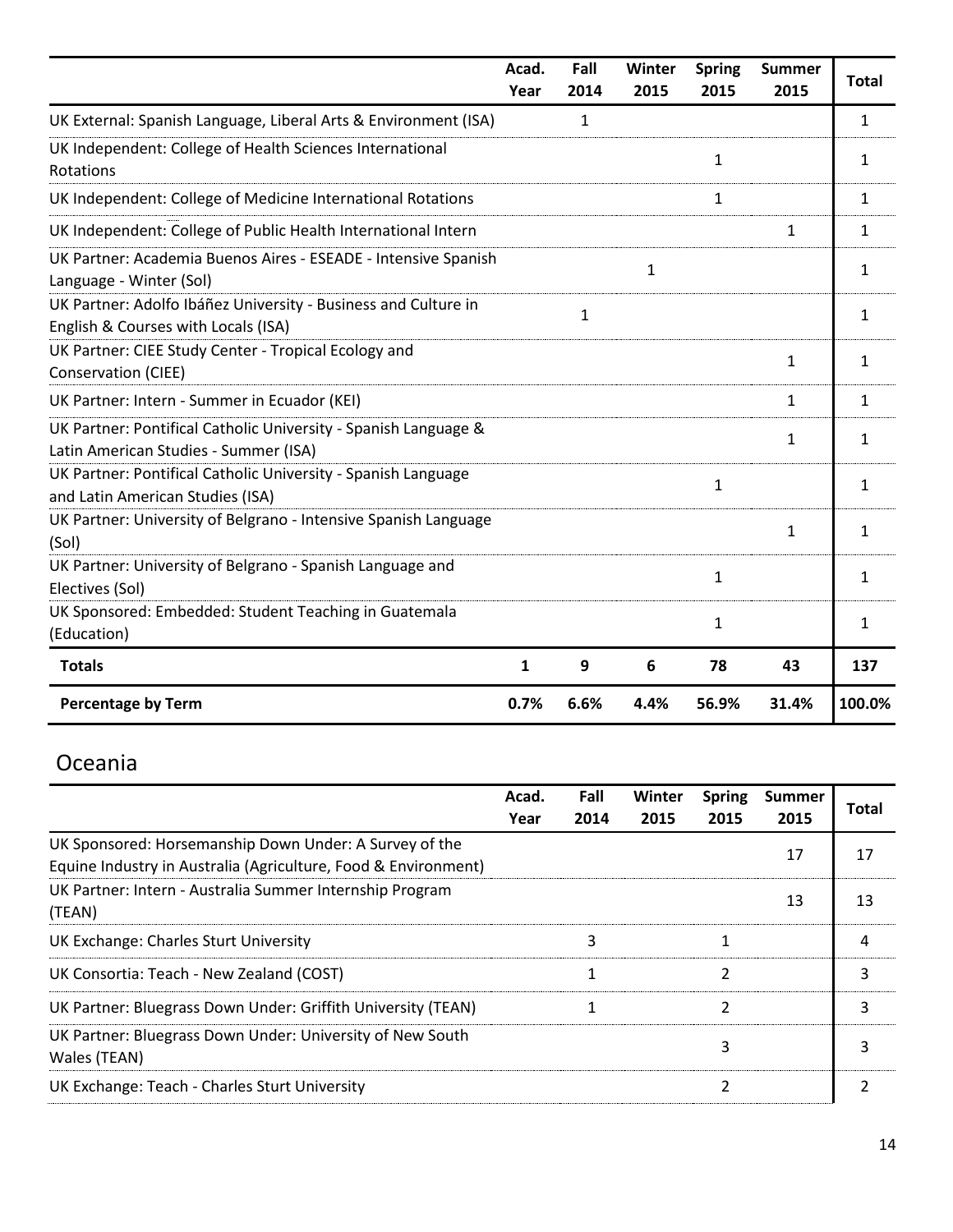| | Acad. Year | Fall 2014 | Winter 2015 | Spring 2015 | Summer 2015 | Total |
|---|---|---|---|---|---|---|
| UK External: Spanish Language, Liberal Arts & Environment (ISA) | | 1 | | | | 1 |
| UK Independent: College of Health Sciences International Rotations | | | | 1 | | 1 |
| UK Independent: College of Medicine International Rotations | | | | 1 | | 1 |
| UK Independent: College of Public Health International Intern | | | | | 1 | 1 |
| UK Partner: Academia Buenos Aires - ESEADE - Intensive Spanish Language - Winter (Sol) | | | 1 | | | 1 |
| UK Partner: Adolfo Ibáñez University - Business and Culture in English & Courses with Locals (ISA) | | 1 | | | | 1 |
| UK Partner: CIEE Study Center - Tropical Ecology and Conservation (CIEE) | | | | | 1 | 1 |
| UK Partner: Intern - Summer in Ecuador (KEI) | | | | | 1 | 1 |
| UK Partner: Pontifical Catholic University - Spanish Language & Latin American Studies - Summer (ISA) | | | | | 1 | 1 |
| UK Partner: Pontifical Catholic University - Spanish Language and Latin American Studies (ISA) | | | | 1 | | 1 |
| UK Partner: University of Belgrano - Intensive Spanish Language (Sol) | | | | | 1 | 1 |
| UK Partner: University of Belgrano - Spanish Language and Electives (Sol) | | | | 1 | | 1 |
| UK Sponsored: Embedded: Student Teaching in Guatemala (Education) | | | | 1 | | 1 |
| **Totals** | **1** | **9** | **6** | **78** | **43** | **137** |
| **Percentage by Term** | **0.7%** | **6.6%** | **4.4%** | **56.9%** | **31.4%** | **100.0%** |

## Oceania

| | Acad. Year | Fall 2014 | Winter 2015 | Spring 2015 | Summer 2015 | Total |
|---|---|---|---|---|---|---|
| UK Sponsored: Horsemanship Down Under: A Survey of the Equine Industry in Australia (Agriculture, Food & Environment) | | | | | 17 | 17 |
| UK Partner: Intern - Australia Summer Internship Program (TEAN) | | | | | 13 | 13 |
| UK Exchange: Charles Sturt University | | 3 | | 1 | | 4 |
| UK Consortia: Teach - New Zealand (COST) | | 1 | | 2 | | 3 |
| UK Partner: Bluegrass Down Under: Griffith University (TEAN) | | 1 | | 2 | | 3 |
| UK Partner: Bluegrass Down Under: University of New South Wales (TEAN) | | | | 3 | | 3 |
| UK Exchange: Teach - Charles Sturt University | | | | 2 | | 2 |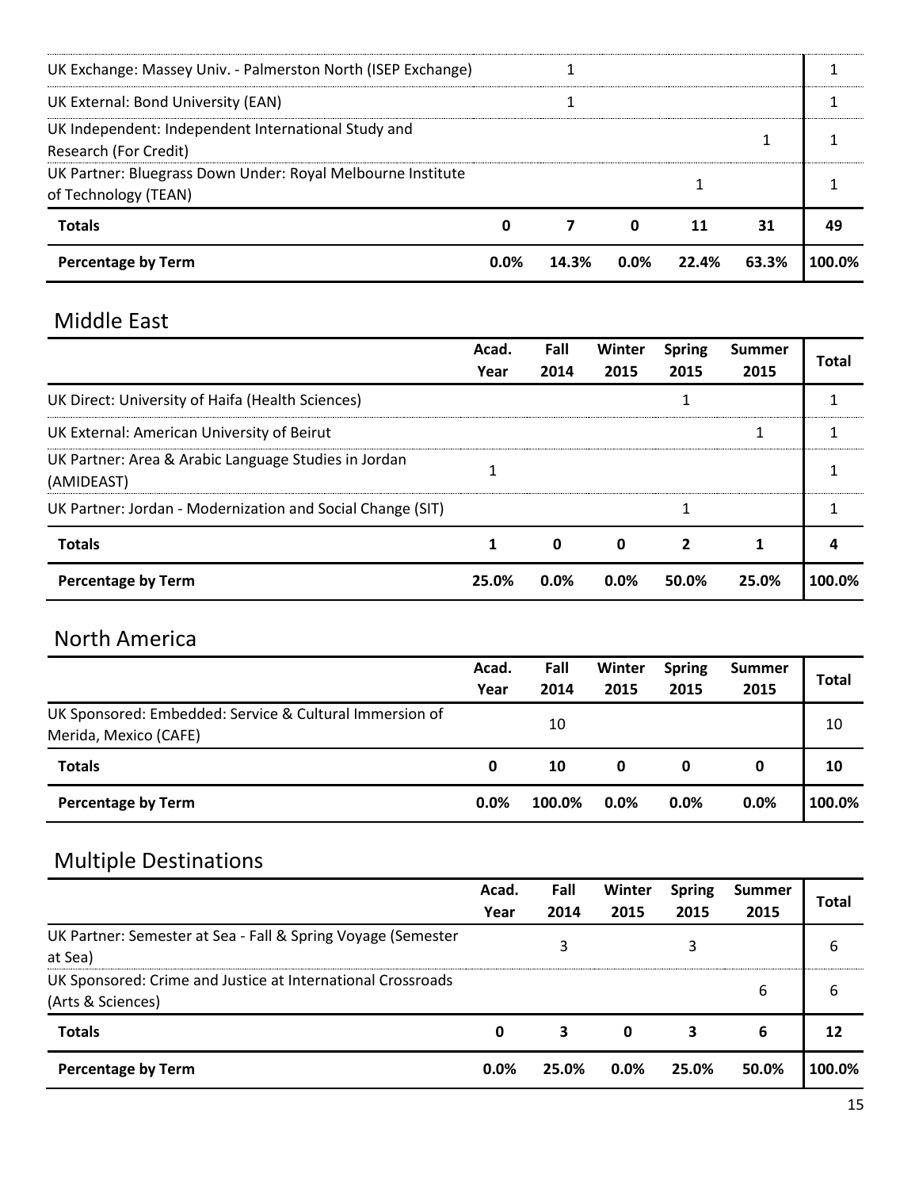| | Acad. Year | Fall 2014 | Winter 2015 | Spring 2015 | Summer 2015 | Total |
|---|---|---|---|---|---|---|
| UK Exchange: Massey Univ. - Palmerston North (ISEP Exchange) | | 1 | | | | 1 |
| UK External: Bond University (EAN) | | 1 | | | | 1 |
| UK Independent: Independent International Study and Research (For Credit) | | | | | 1 | 1 |
| UK Partner: Bluegrass Down Under: Royal Melbourne Institute of Technology (TEAN) | | | | 1 | | 1 |
| **Totals** | **0** | **7** | **0** | **11** | **31** | **49** |
| **Percentage by Term** | **0.0%** | **14.3%** | **0.0%** | **22.4%** | **63.3%** | **100.0%** |

## Middle East

| | Acad. Year | Fall 2014 | Winter 2015 | Spring 2015 | Summer 2015 | Total |
|---|---|---|---|---|---|---|
| UK Direct: University of Haifa (Health Sciences) | | | | 1 | | 1 |
| UK External: American University of Beirut | | | | | 1 | 1 |
| UK Partner: Area & Arabic Language Studies in Jordan (AMIDEAST) | 1 | | | | | 1 |
| UK Partner: Jordan - Modernization and Social Change (SIT) | | | | 1 | | 1 |
| **Totals** | **1** | **0** | **0** | **2** | **1** | **4** |
| **Percentage by Term** | **25.0%** | **0.0%** | **0.0%** | **50.0%** | **25.0%** | **100.0%** |

## North America

| | Acad. Year | Fall 2014 | Winter 2015 | Spring 2015 | Summer 2015 | Total |
|---|---|---|---|---|---|---|
| UK Sponsored: Embedded: Service & Cultural Immersion of Merida, Mexico (CAFE) | | 10 | | | | 10 |
| **Totals** | **0** | **10** | **0** | **0** | **0** | **10** |
| **Percentage by Term** | **0.0%** | **100.0%** | **0.0%** | **0.0%** | **0.0%** | **100.0%** |

## Multiple Destinations

| | Acad. Year | Fall 2014 | Winter 2015 | Spring 2015 | Summer 2015 | Total |
|---|---|---|---|---|---|---|
| UK Partner: Semester at Sea - Fall & Spring Voyage (Semester at Sea) | | 3 | | 3 | | 6 |
| UK Sponsored: Crime and Justice at International Crossroads (Arts & Sciences) | | | | | 6 | 6 |
| **Totals** | **0** | **3** | **0** | **3** | **6** | **12** |
| **Percentage by Term** | **0.0%** | **25.0%** | **0.0%** | **25.0%** | **50.0%** | **100.0%** |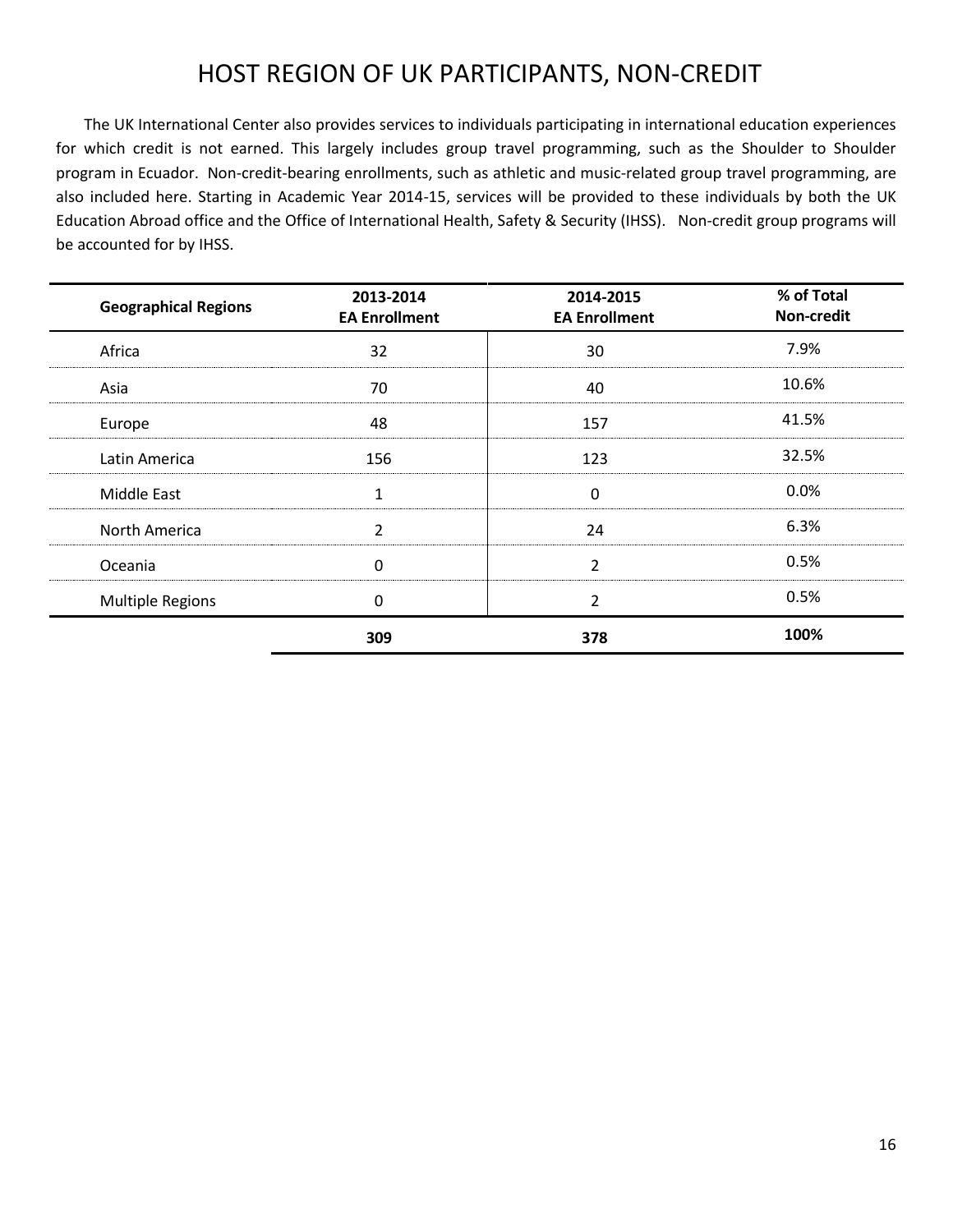# HOST REGION OF UK PARTICIPANTS, NON-CREDIT

The UK International Center also provides services to individuals participating in international education experiences for which credit is not earned. This largely includes group travel programming, such as the Shoulder to Shoulder program in Ecuador. Non-credit-bearing enrollments, such as athletic and music-related group travel programming, are also included here. Starting in Academic Year 2014-15, services will be provided to these individuals by both the UK Education Abroad office and the Office of International Health, Safety & Security (IHSS). Non-credit group programs will be accounted for by IHSS.

| Geographical Regions | 2013-2014 EA Enrollment | 2014-2015 EA Enrollment | % of Total Non-credit |
|---|---|---|---|
| Africa | 32 | 30 | 7.9% |
| Asia | 70 | 40 | 10.6% |
| Europe | 48 | 157 | 41.5% |
| Latin America | 156 | 123 | 32.5% |
| Middle East | 1 | 0 | 0.0% |
| North America | 2 | 24 | 6.3% |
| Oceania | 0 | 2 | 0.5% |
| Multiple Regions | 0 | 2 | 0.5% |
| | **309** | **378** | **100%** |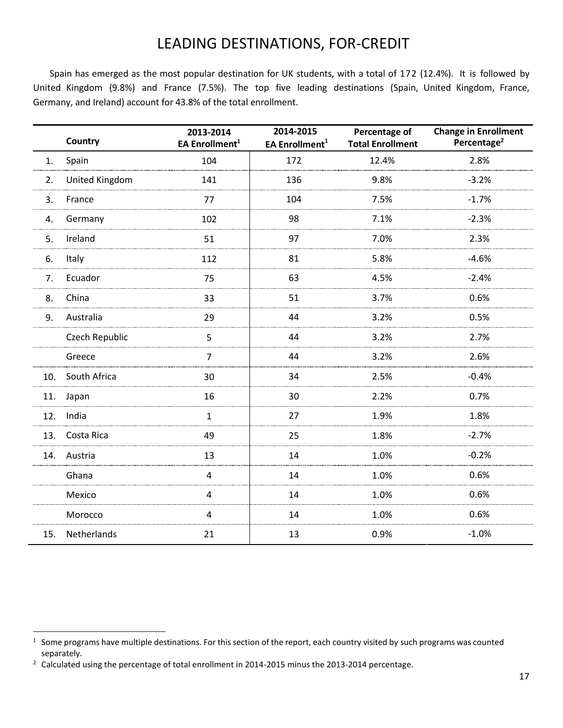# LEADING DESTINATIONS, FOR-CREDIT

Spain has emerged as the most popular destination for UK students, with a total of 172 (12.4%). It is followed by United Kingdom (9.8%) and France (7.5%). The top five leading destinations (Spain, United Kingdom, France, Germany, and Ireland) account for 43.8% of the total enrollment.

| | Country | 2013-2014 EA Enrollment[1] | 2014-2015 EA Enrollment[1] | Percentage of Total Enrollment | Change in Enrollment Percentage[2] |
|---|---|---|---|---|---|
| 1. | Spain | 104 | 172 | 12.4% | 2.8% |
| 2. | United Kingdom | 141 | 136 | 9.8% | -3.2% |
| 3. | France | 77 | 104 | 7.5% | -1.7% |
| 4. | Germany | 102 | 98 | 7.1% | -2.3% |
| 5. | Ireland | 51 | 97 | 7.0% | 2.3% |
| 6. | Italy | 112 | 81 | 5.8% | -4.6% |
| 7. | Ecuador | 75 | 63 | 4.5% | -2.4% |
| 8. | China | 33 | 51 | 3.7% | 0.6% |
| 9. | Australia | 29 | 44 | 3.2% | 0.5% |
| | Czech Republic | 5 | 44 | 3.2% | 2.7% |
| | Greece | 7 | 44 | 3.2% | 2.6% |
| 10. | South Africa | 30 | 34 | 2.5% | -0.4% |
| 11. | Japan | 16 | 30 | 2.2% | 0.7% |
| 12. | India | 1 | 27 | 1.9% | 1.8% |
| 13. | Costa Rica | 49 | 25 | 1.8% | -2.7% |
| 14. | Austria | 13 | 14 | 1.0% | -0.2% |
| | Ghana | 4 | 14 | 1.0% | 0.6% |
| | Mexico | 4 | 14 | 1.0% | 0.6% |
| | Morocco | 4 | 14 | 1.0% | 0.6% |
| 15. | Netherlands | 21 | 13 | 0.9% | -1.0% |

[1] Some programs have multiple destinations. For this section of the report, each country visited by such programs was counted separately.

[2] Calculated using the percentage of total enrollment in 2014-2015 minus the 2013-2014 percentage.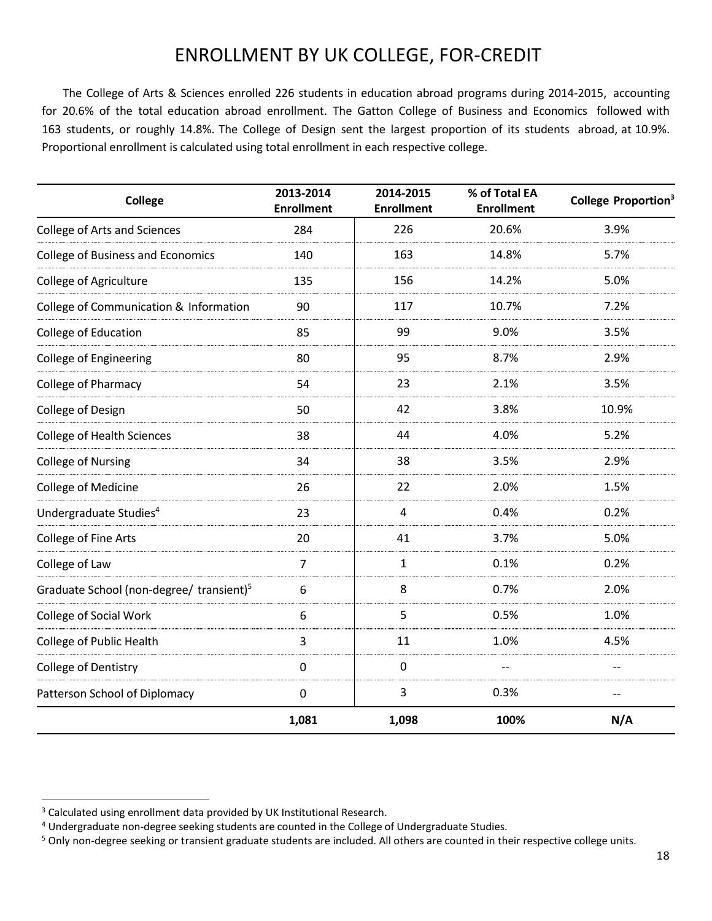# ENROLLMENT BY UK COLLEGE, FOR-CREDIT

The College of Arts & Sciences enrolled 226 students in education abroad programs during 2014-2015, accounting for 20.6% of the total education abroad enrollment. The Gatton College of Business and Economics followed with 163 students, or roughly 14.8%. The College of Design sent the largest proportion of its students abroad, at 10.9%. Proportional enrollment is calculated using total enrollment in each respective college.

| College | 2013-2014 Enrollment | 2014-2015 Enrollment | % of Total EA Enrollment | College Proportion[3] |
|---|---|---|---|---|
| College of Arts and Sciences | 284 | 226 | 20.6% | 3.9% |
| College of Business and Economics | 140 | 163 | 14.8% | 5.7% |
| College of Agriculture | 135 | 156 | 14.2% | 5.0% |
| College of Communication & Information | 90 | 117 | 10.7% | 7.2% |
| College of Education | 85 | 99 | 9.0% | 3.5% |
| College of Engineering | 80 | 95 | 8.7% | 2.9% |
| College of Pharmacy | 54 | 23 | 2.1% | 3.5% |
| College of Design | 50 | 42 | 3.8% | 10.9% |
| College of Health Sciences | 38 | 44 | 4.0% | 5.2% |
| College of Nursing | 34 | 38 | 3.5% | 2.9% |
| College of Medicine | 26 | 22 | 2.0% | 1.5% |
| Undergraduate Studies[4] | 23 | 4 | 0.4% | 0.2% |
| College of Fine Arts | 20 | 41 | 3.7% | 5.0% |
| College of Law | 7 | 1 | 0.1% | 0.2% |
| Graduate School (non-degree/ transient)[5] | 6 | 8 | 0.7% | 2.0% |
| College of Social Work | 6 | 5 | 0.5% | 1.0% |
| College of Public Health | 3 | 11 | 1.0% | 4.5% |
| College of Dentistry | 0 | 0 | -- | -- |
| Patterson School of Diplomacy | 0 | 3 | 0.3% | -- |
| | **1,081** | **1,098** | **100%** | **N/A** |

[3] Calculated using enrollment data provided by UK Institutional Research.

[4] Undergraduate non-degree seeking students are counted in the College of Undergraduate Studies.

[5] Only non-degree seeking or transient graduate students are included. All others are counted in their respective college units.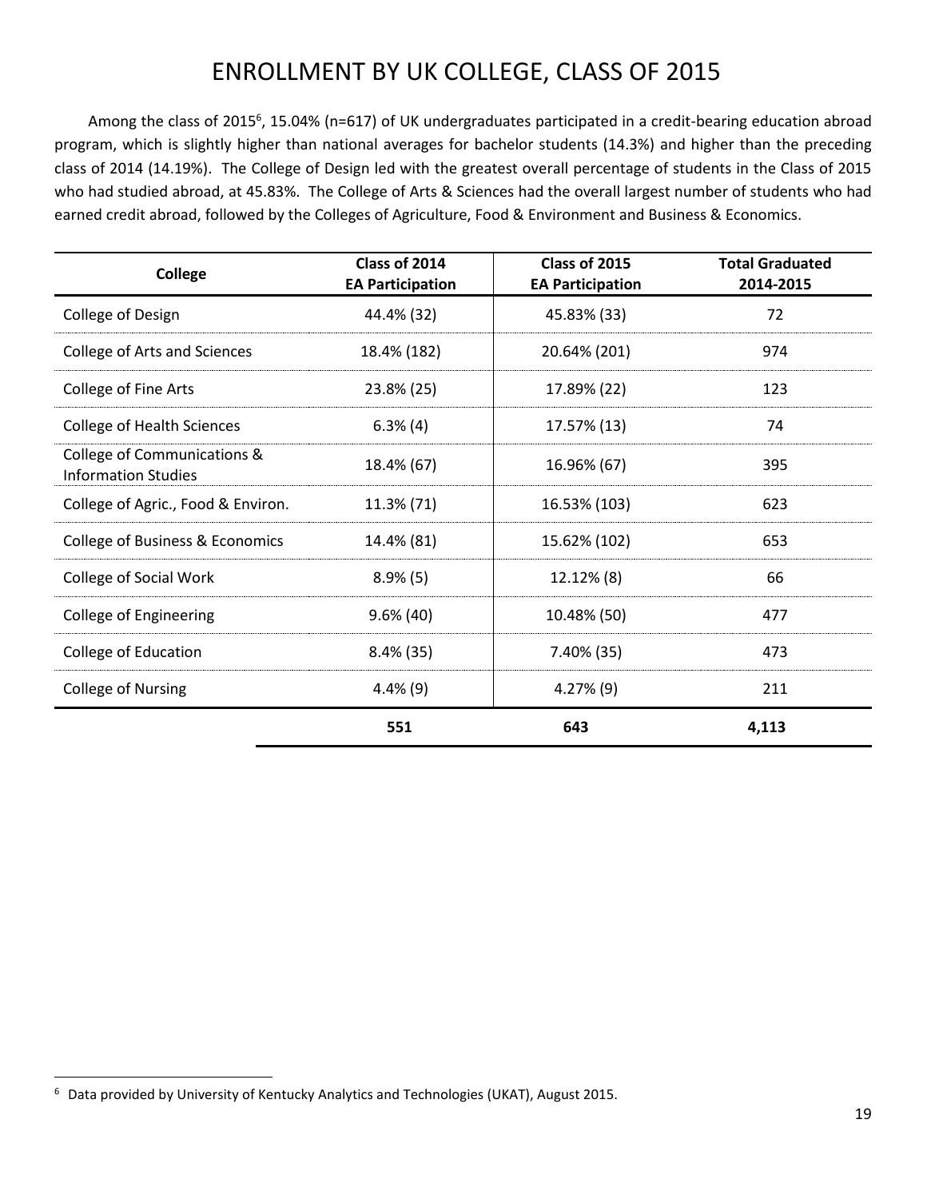# ENROLLMENT BY UK COLLEGE, CLASS OF 2015

Among the class of 2015[6], 15.04% (n=617) of UK undergraduates participated in a credit-bearing education abroad program, which is slightly higher than national averages for bachelor students (14.3%) and higher than the preceding class of 2014 (14.19%). The College of Design led with the greatest overall percentage of students in the Class of 2015 who had studied abroad, at 45.83%. The College of Arts & Sciences had the overall largest number of students who had earned credit abroad, followed by the Colleges of Agriculture, Food & Environment and Business & Economics.

| College | Class of 2014 EA Participation | Class of 2015 EA Participation | Total Graduated 2014-2015 |
|---|---|---|---|
| College of Design | 44.4% (32) | 45.83% (33) | 72 |
| College of Arts and Sciences | 18.4% (182) | 20.64% (201) | 974 |
| College of Fine Arts | 23.8% (25) | 17.89% (22) | 123 |
| College of Health Sciences | 6.3% (4) | 17.57% (13) | 74 |
| College of Communications & Information Studies | 18.4% (67) | 16.96% (67) | 395 |
| College of Agric., Food & Environ. | 11.3% (71) | 16.53% (103) | 623 |
| College of Business & Economics | 14.4% (81) | 15.62% (102) | 653 |
| College of Social Work | 8.9% (5) | 12.12% (8) | 66 |
| College of Engineering | 9.6% (40) | 10.48% (50) | 477 |
| College of Education | 8.4% (35) | 7.40% (35) | 473 |
| College of Nursing | 4.4% (9) | 4.27% (9) | 211 |
| | **551** | **643** | **4,113** |

[6] Data provided by University of Kentucky Analytics and Technologies (UKAT), August 2015.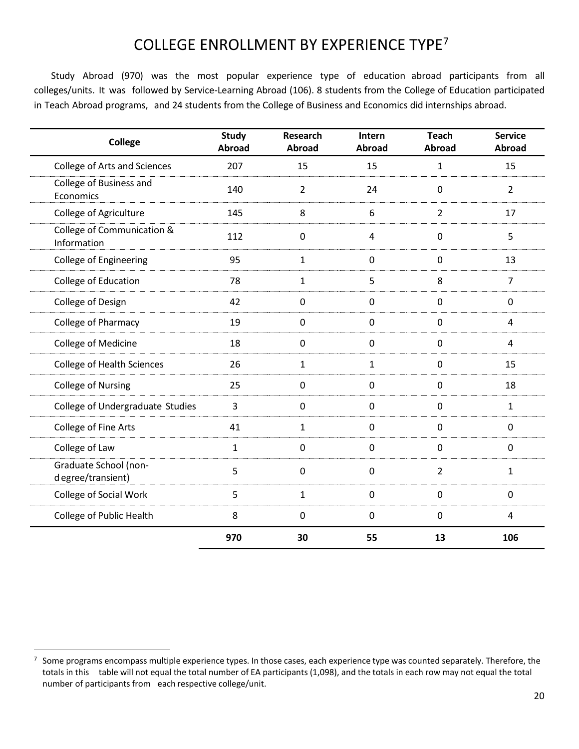# COLLEGE ENROLLMENT BY EXPERIENCE TYPE[7]

Study Abroad (970) was the most popular experience type of education abroad participants from all colleges/units. It was followed by Service-Learning Abroad (106). 8 students from the College of Education participated in Teach Abroad programs, and 24 students from the College of Business and Economics did internships abroad.

| College | Study Abroad | Research Abroad | Intern Abroad | Teach Abroad | Service Abroad |
|---|---|---|---|---|---|
| College of Arts and Sciences | 207 | 15 | 15 | 1 | 15 |
| College of Business and Economics | 140 | 2 | 24 | 0 | 2 |
| College of Agriculture | 145 | 8 | 6 | 2 | 17 |
| College of Communication & Information | 112 | 0 | 4 | 0 | 5 |
| College of Engineering | 95 | 1 | 0 | 0 | 13 |
| College of Education | 78 | 1 | 5 | 8 | 7 |
| College of Design | 42 | 0 | 0 | 0 | 0 |
| College of Pharmacy | 19 | 0 | 0 | 0 | 4 |
| College of Medicine | 18 | 0 | 0 | 0 | 4 |
| College of Health Sciences | 26 | 1 | 1 | 0 | 15 |
| College of Nursing | 25 | 0 | 0 | 0 | 18 |
| College of Undergraduate Studies | 3 | 0 | 0 | 0 | 1 |
| College of Fine Arts | 41 | 1 | 0 | 0 | 0 |
| College of Law | 1 | 0 | 0 | 0 | 0 |
| Graduate School (non-degree/transient) | 5 | 0 | 0 | 2 | 1 |
| College of Social Work | 5 | 1 | 0 | 0 | 0 |
| College of Public Health | 8 | 0 | 0 | 0 | 4 |
| | **970** | **30** | **55** | **13** | **106** |

[7] Some programs encompass multiple experience types. In those cases, each experience type was counted separately. Therefore, the totals in this table will not equal the total number of EA participants (1,098), and the totals in each row may not equal the total number of participants from each respective college/unit.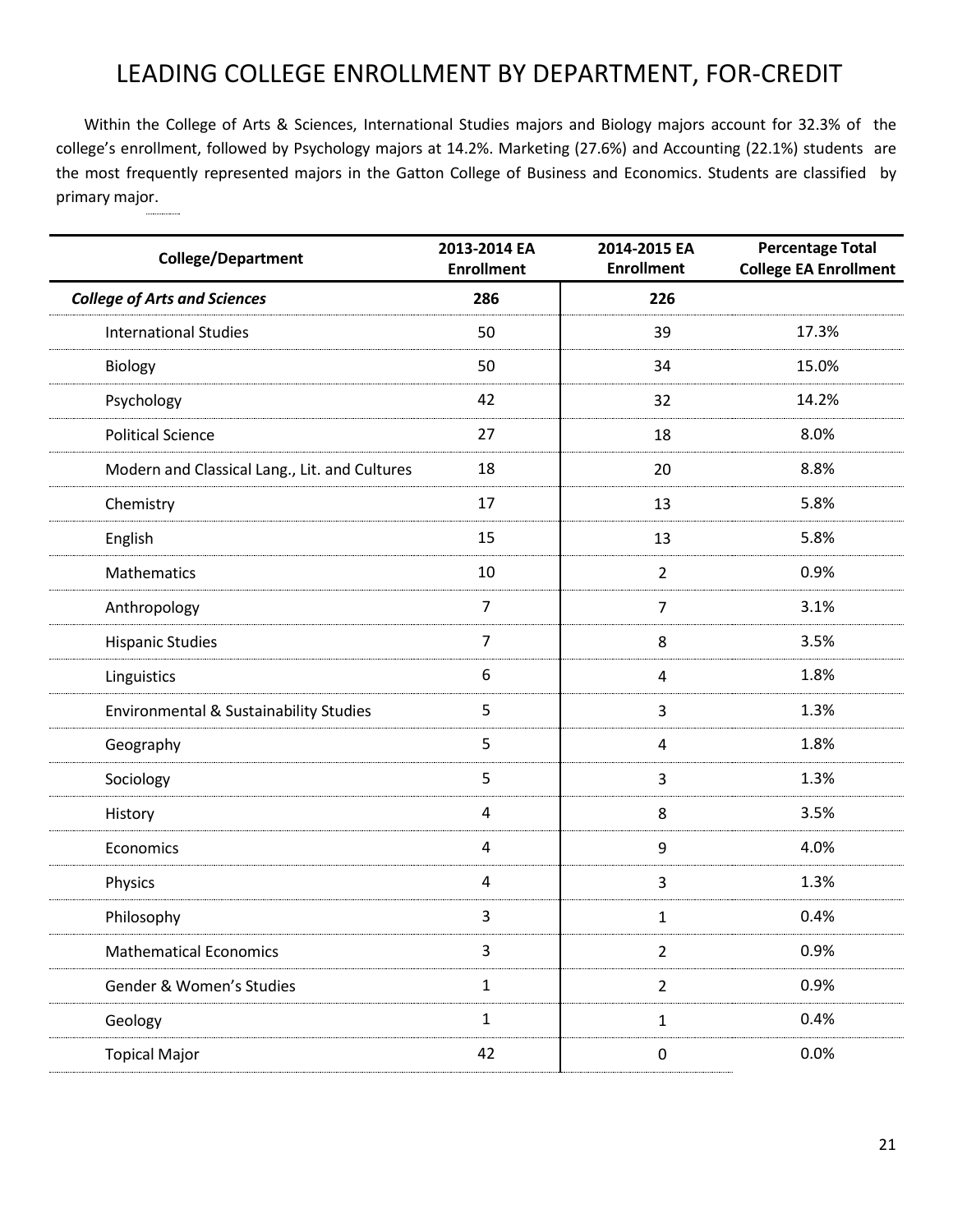# LEADING COLLEGE ENROLLMENT BY DEPARTMENT, FOR-CREDIT

Within the College of Arts & Sciences, International Studies majors and Biology majors account for 32.3% of the college's enrollment, followed by Psychology majors at 14.2%. Marketing (27.6%) and Accounting (22.1%) students are the most frequently represented majors in the Gatton College of Business and Economics. Students are classified by primary major.

| College/Department | 2013-2014 EA Enrollment | 2014-2015 EA Enrollment | Percentage Total College EA Enrollment |
|---|---|---|---|
| ***College of Arts and Sciences*** | **286** | **226** | |
| International Studies | 50 | 39 | 17.3% |
| Biology | 50 | 34 | 15.0% |
| Psychology | 42 | 32 | 14.2% |
| Political Science | 27 | 18 | 8.0% |
| Modern and Classical Lang., Lit. and Cultures | 18 | 20 | 8.8% |
| Chemistry | 17 | 13 | 5.8% |
| English | 15 | 13 | 5.8% |
| Mathematics | 10 | 2 | 0.9% |
| Anthropology | 7 | 7 | 3.1% |
| Hispanic Studies | 7 | 8 | 3.5% |
| Linguistics | 6 | 4 | 1.8% |
| Environmental & Sustainability Studies | 5 | 3 | 1.3% |
| Geography | 5 | 4 | 1.8% |
| Sociology | 5 | 3 | 1.3% |
| History | 4 | 8 | 3.5% |
| Economics | 4 | 9 | 4.0% |
| Physics | 4 | 3 | 1.3% |
| Philosophy | 3 | 1 | 0.4% |
| Mathematical Economics | 3 | 2 | 0.9% |
| Gender & Women's Studies | 1 | 2 | 0.9% |
| Geology | 1 | 1 | 0.4% |
| Topical Major | 42 | 0 | 0.0% |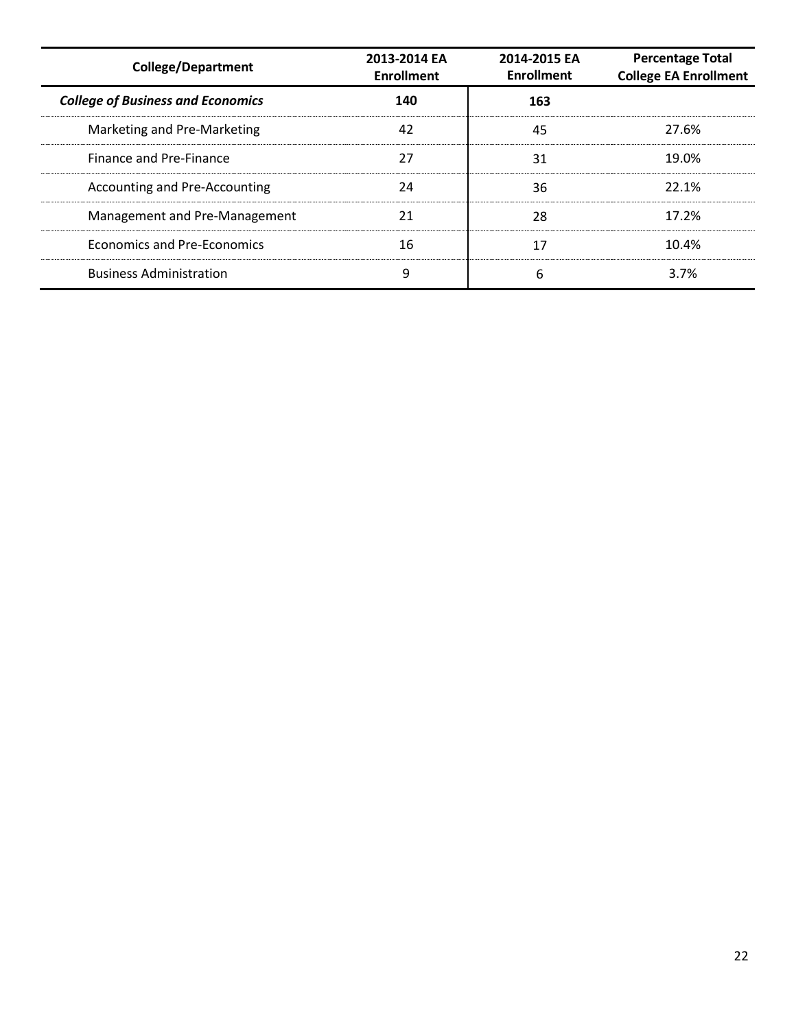| College/Department | 2013-2014 EA Enrollment | 2014-2015 EA Enrollment | Percentage Total College EA Enrollment |
|---|---|---|---|
| ***College of Business and Economics*** | **140** | **163** | |
| Marketing and Pre-Marketing | 42 | 45 | 27.6% |
| Finance and Pre-Finance | 27 | 31 | 19.0% |
| Accounting and Pre-Accounting | 24 | 36 | 22.1% |
| Management and Pre-Management | 21 | 28 | 17.2% |
| Economics and Pre-Economics | 16 | 17 | 10.4% |
| Business Administration | 9 | 6 | 3.7% |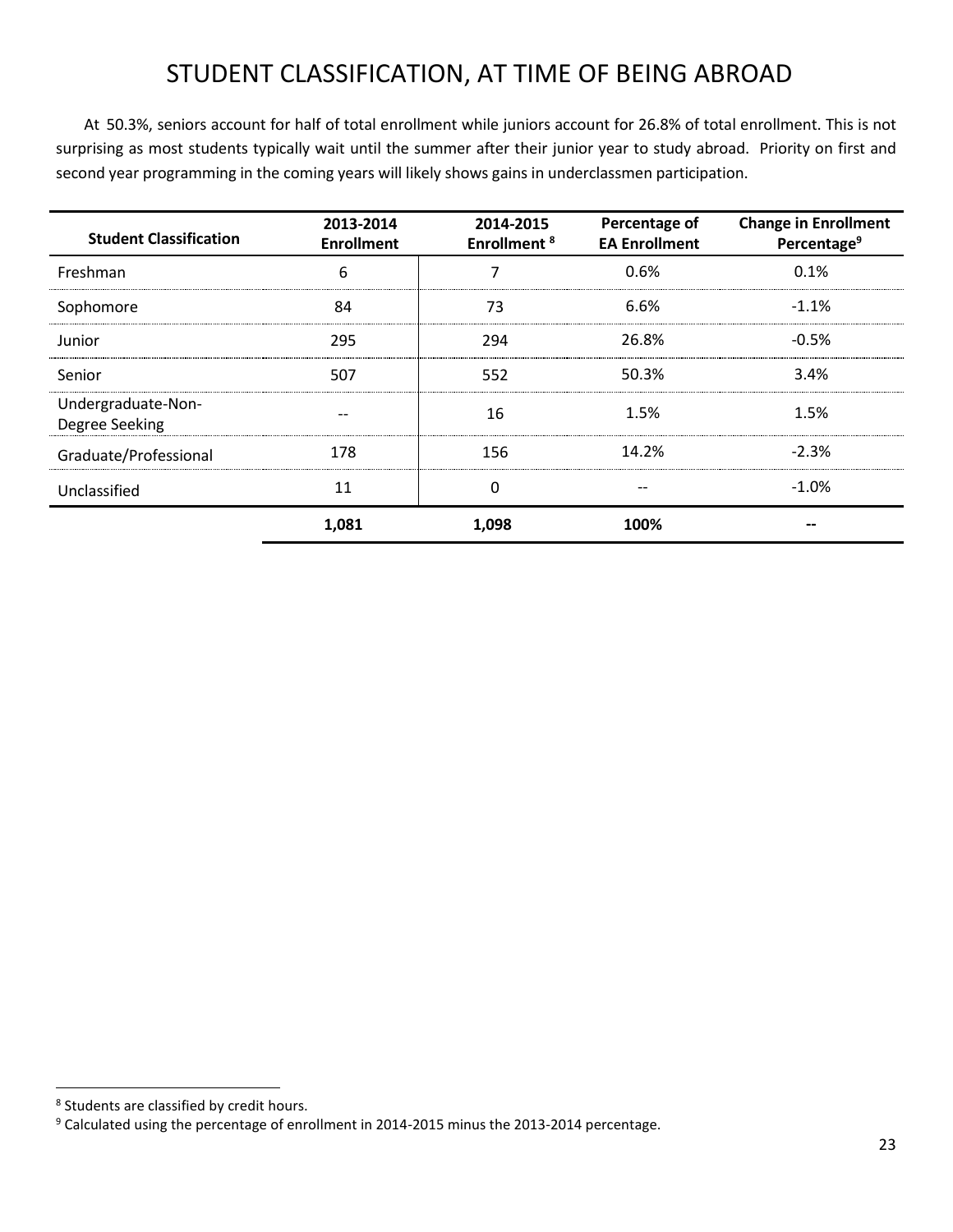# STUDENT CLASSIFICATION, AT TIME OF BEING ABROAD

At 50.3%, seniors account for half of total enrollment while juniors account for 26.8% of total enrollment. This is not surprising as most students typically wait until the summer after their junior year to study abroad. Priority on first and second year programming in the coming years will likely shows gains in underclassmen participation.

| Student Classification | 2013-2014 Enrollment | 2014-2015 Enrollment [8] | Percentage of EA Enrollment | Change in Enrollment Percentage[9] |
|---|---|---|---|---|
| Freshman | 6 | 7 | 0.6% | 0.1% |
| Sophomore | 84 | 73 | 6.6% | -1.1% |
| Junior | 295 | 294 | 26.8% | -0.5% |
| Senior | 507 | 552 | 50.3% | 3.4% |
| Undergraduate-Non-Degree Seeking | -- | 16 | 1.5% | 1.5% |
| Graduate/Professional | 178 | 156 | 14.2% | -2.3% |
| Unclassified | 11 | 0 | -- | -1.0% |
| | **1,081** | **1,098** | **100%** | **--** |

[8] Students are classified by credit hours.

[9] Calculated using the percentage of enrollment in 2014-2015 minus the 2013-2014 percentage.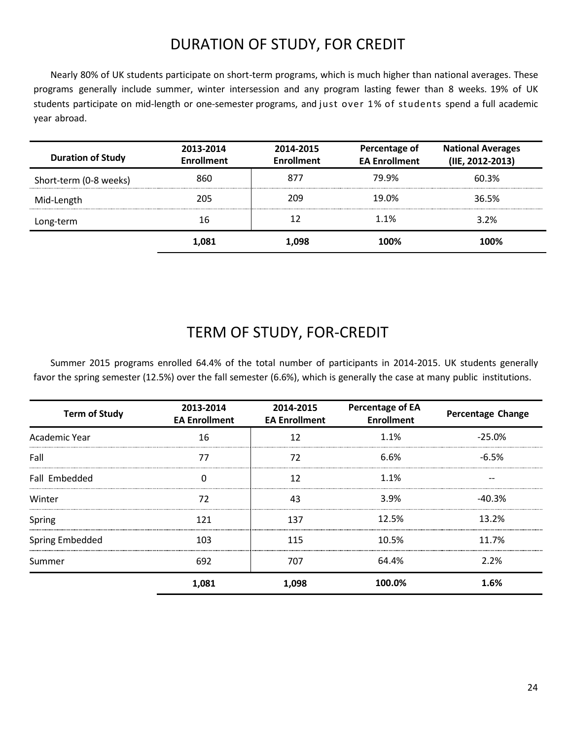## DURATION OF STUDY, FOR CREDIT

Nearly 80% of UK students participate on short-term programs, which is much higher than national averages. These programs generally include summer, winter intersession and any program lasting fewer than 8 weeks. 19% of UK students participate on mid-length or one-semester programs, and just over 1% of students spend a full academic year abroad.

| Duration of Study | 2013-2014 Enrollment | 2014-2015 Enrollment | Percentage of EA Enrollment | National Averages (IIE, 2012-2013) |
|---|---|---|---|---|
| Short-term (0-8 weeks) | 860 | 877 | 79.9% | 60.3% |
| Mid-Length | 205 | 209 | 19.0% | 36.5% |
| Long-term | 16 | 12 | 1.1% | 3.2% |
| | **1,081** | **1,098** | **100%** | **100%** |

## TERM OF STUDY, FOR-CREDIT

Summer 2015 programs enrolled 64.4% of the total number of participants in 2014-2015. UK students generally favor the spring semester (12.5%) over the fall semester (6.6%), which is generally the case at many public institutions.

| Term of Study | 2013-2014 EA Enrollment | 2014-2015 EA Enrollment | Percentage of EA Enrollment | Percentage Change |
|---|---|---|---|---|
| Academic Year | 16 | 12 | 1.1% | -25.0% |
| Fall | 77 | 72 | 6.6% | -6.5% |
| Fall Embedded | 0 | 12 | 1.1% | -- |
| Winter | 72 | 43 | 3.9% | -40.3% |
| Spring | 121 | 137 | 12.5% | 13.2% |
| Spring Embedded | 103 | 115 | 10.5% | 11.7% |
| Summer | 692 | 707 | 64.4% | 2.2% |
| | **1,081** | **1,098** | **100.0%** | **1.6%** |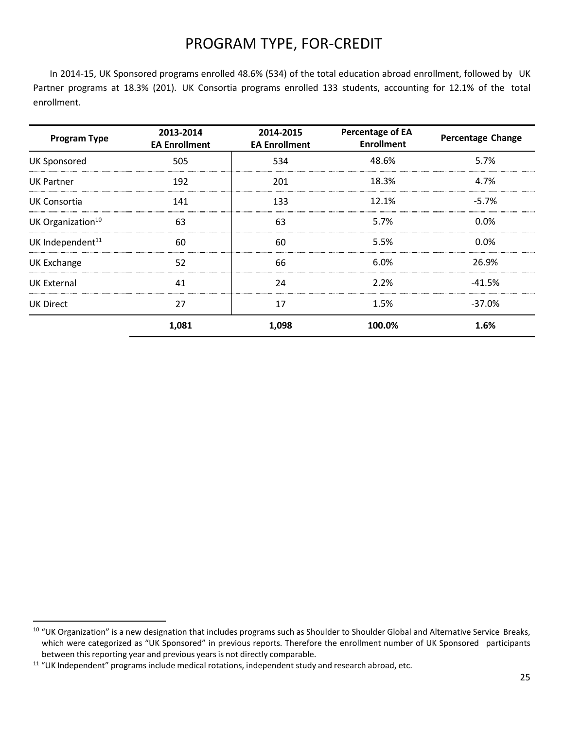# PROGRAM TYPE, FOR-CREDIT

In 2014-15, UK Sponsored programs enrolled 48.6% (534) of the total education abroad enrollment, followed by UK Partner programs at 18.3% (201). UK Consortia programs enrolled 133 students, accounting for 12.1% of the total enrollment.

| Program Type | 2013-2014 EA Enrollment | 2014-2015 EA Enrollment | Percentage of EA Enrollment | Percentage Change |
|---|---|---|---|---|
| UK Sponsored | 505 | 534 | 48.6% | 5.7% |
| UK Partner | 192 | 201 | 18.3% | 4.7% |
| UK Consortia | 141 | 133 | 12.1% | -5.7% |
| UK Organization[10] | 63 | 63 | 5.7% | 0.0% |
| UK Independent[11] | 60 | 60 | 5.5% | 0.0% |
| UK Exchange | 52 | 66 | 6.0% | 26.9% |
| UK External | 41 | 24 | 2.2% | -41.5% |
| UK Direct | 27 | 17 | 1.5% | -37.0% |
| | **1,081** | **1,098** | **100.0%** | **1.6%** |

[10] "UK Organization" is a new designation that includes programs such as Shoulder to Shoulder Global and Alternative Service Breaks, which were categorized as "UK Sponsored" in previous reports. Therefore the enrollment number of UK Sponsored participants between this reporting year and previous years is not directly comparable.

[11] "UK Independent" programs include medical rotations, independent study and research abroad, etc.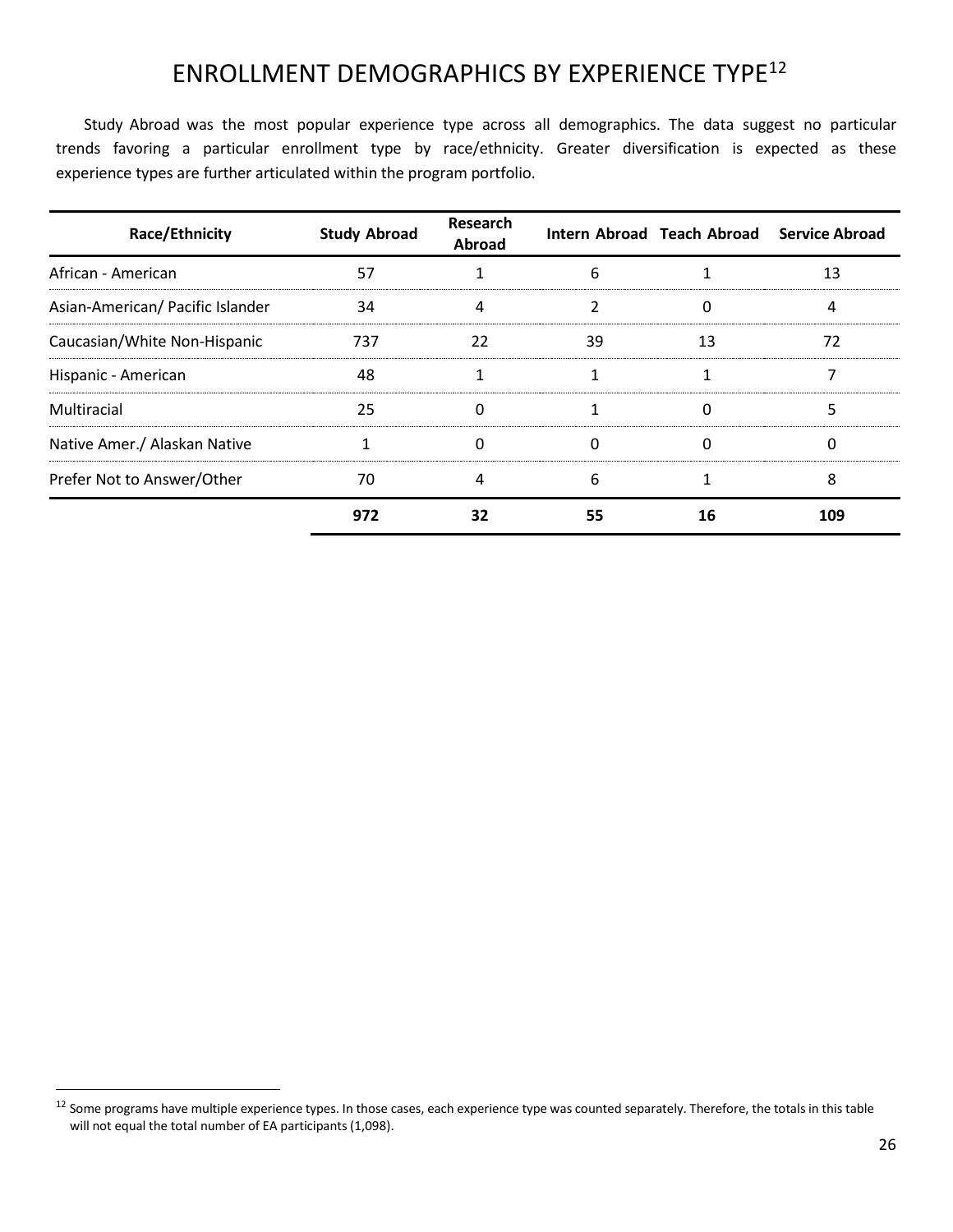# ENROLLMENT DEMOGRAPHICS BY EXPERIENCE TYPE[12]

Study Abroad was the most popular experience type across all demographics. The data suggest no particular trends favoring a particular enrollment type by race/ethnicity. Greater diversification is expected as these experience types are further articulated within the program portfolio.

| Race/Ethnicity | Study Abroad | Research Abroad | Intern Abroad | Teach Abroad | Service Abroad |
|---|---|---|---|---|---|
| African - American | 57 | 1 | 6 | 1 | 13 |
| Asian-American/ Pacific Islander | 34 | 4 | 2 | 0 | 4 |
| Caucasian/White Non-Hispanic | 737 | 22 | 39 | 13 | 72 |
| Hispanic - American | 48 | 1 | 1 | 1 | 7 |
| Multiracial | 25 | 0 | 1 | 0 | 5 |
| Native Amer./ Alaskan Native | 1 | 0 | 0 | 0 | 0 |
| Prefer Not to Answer/Other | 70 | 4 | 6 | 1 | 8 |
| | **972** | **32** | **55** | **16** | **109** |

[12] Some programs have multiple experience types. In those cases, each experience type was counted separately. Therefore, the totals in this table will not equal the total number of EA participants (1,098).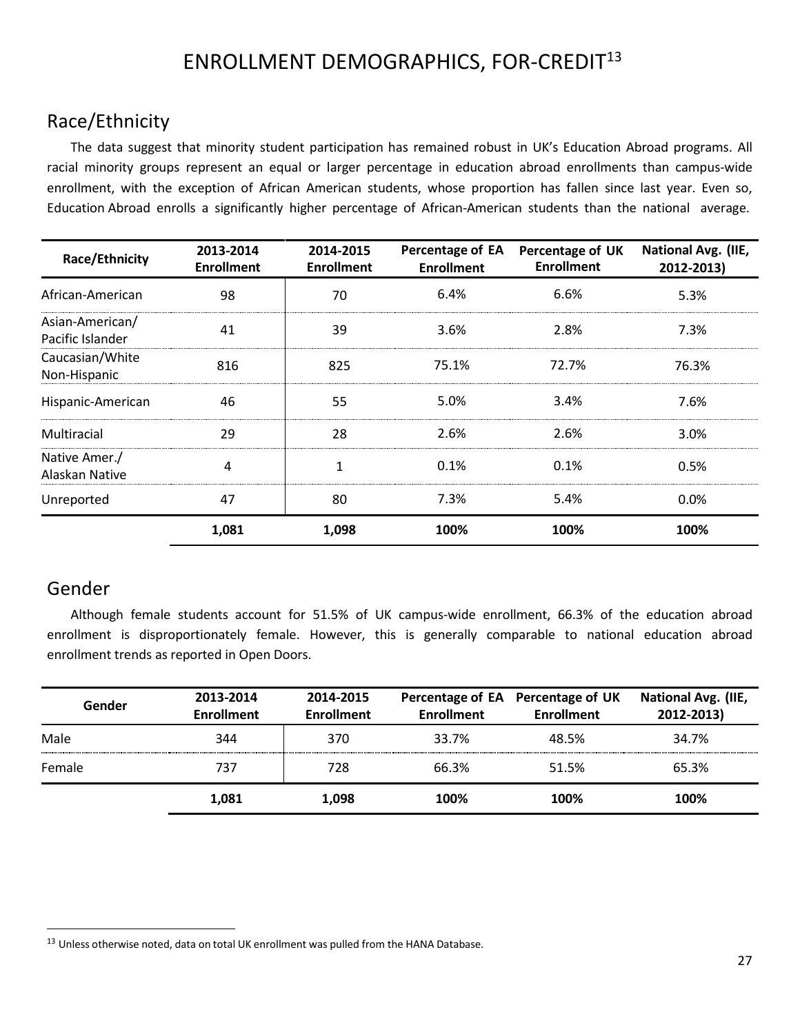# ENROLLMENT DEMOGRAPHICS, FOR-CREDIT[13]

## Race/Ethnicity

The data suggest that minority student participation has remained robust in UK's Education Abroad programs. All racial minority groups represent an equal or larger percentage in education abroad enrollments than campus-wide enrollment, with the exception of African American students, whose proportion has fallen since last year. Even so, Education Abroad enrolls a significantly higher percentage of African-American students than the national average.

| Race/Ethnicity | 2013-2014 Enrollment | 2014-2015 Enrollment | Percentage of EA Enrollment | Percentage of UK Enrollment | National Avg. (IIE, 2012-2013) |
|---|---|---|---|---|---|
| African-American | 98 | 70 | 6.4% | 6.6% | 5.3% |
| Asian-American/ Pacific Islander | 41 | 39 | 3.6% | 2.8% | 7.3% |
| Caucasian/White Non-Hispanic | 816 | 825 | 75.1% | 72.7% | 76.3% |
| Hispanic-American | 46 | 55 | 5.0% | 3.4% | 7.6% |
| Multiracial | 29 | 28 | 2.6% | 2.6% | 3.0% |
| Native Amer./ Alaskan Native | 4 | 1 | 0.1% | 0.1% | 0.5% |
| Unreported | 47 | 80 | 7.3% | 5.4% | 0.0% |
| | **1,081** | **1,098** | **100%** | **100%** | **100%** |

## Gender

Although female students account for 51.5% of UK campus-wide enrollment, 66.3% of the education abroad enrollment is disproportionately female. However, this is generally comparable to national education abroad enrollment trends as reported in Open Doors.

| Gender | 2013-2014 Enrollment | 2014-2015 Enrollment | Percentage of EA Enrollment | Percentage of UK Enrollment | National Avg. (IIE, 2012-2013) |
|---|---|---|---|---|---|
| Male | 344 | 370 | 33.7% | 48.5% | 34.7% |
| Female | 737 | 728 | 66.3% | 51.5% | 65.3% |
| | **1,081** | **1,098** | **100%** | **100%** | **100%** |

[13] Unless otherwise noted, data on total UK enrollment was pulled from the HANA Database.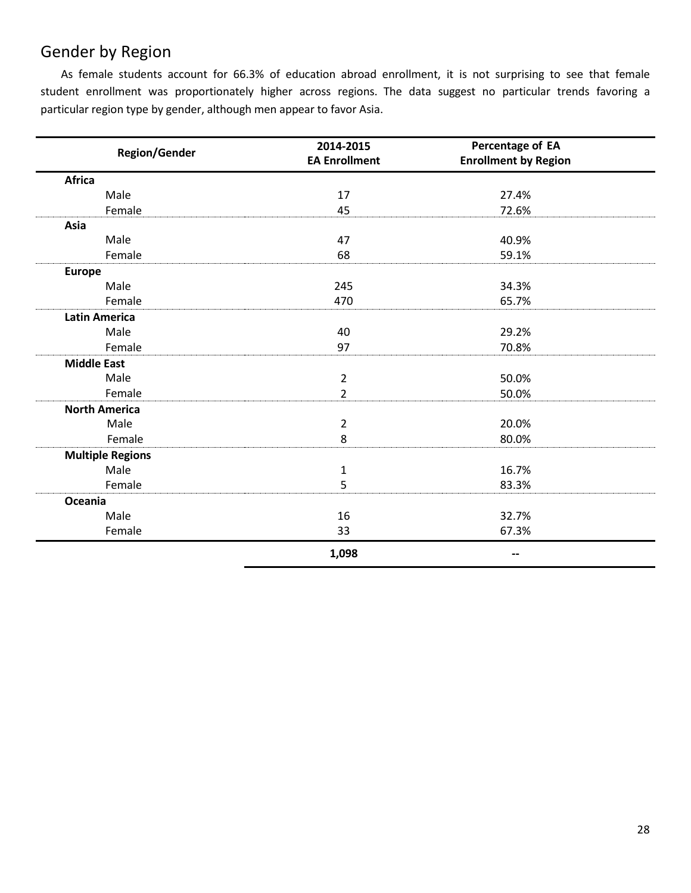## Gender by Region

As female students account for 66.3% of education abroad enrollment, it is not surprising to see that female student enrollment was proportionately higher across regions. The data suggest no particular trends favoring a particular region type by gender, although men appear to favor Asia.

| Region/Gender | 2014-2015 EA Enrollment | Percentage of EA Enrollment by Region |
|---|---|---|
| **Africa** | | |
| Male | 17 | 27.4% |
| Female | 45 | 72.6% |
| **Asia** | | |
| Male | 47 | 40.9% |
| Female | 68 | 59.1% |
| **Europe** | | |
| Male | 245 | 34.3% |
| Female | 470 | 65.7% |
| **Latin America** | | |
| Male | 40 | 29.2% |
| Female | 97 | 70.8% |
| **Middle East** | | |
| Male | 2 | 50.0% |
| Female | 2 | 50.0% |
| **North America** | | |
| Male | 2 | 20.0% |
| Female | 8 | 80.0% |
| **Multiple Regions** | | |
| Male | 1 | 16.7% |
| Female | 5 | 83.3% |
| **Oceania** | | |
| Male | 16 | 32.7% |
| Female | 33 | 67.3% |
| | **1,098** | **--** |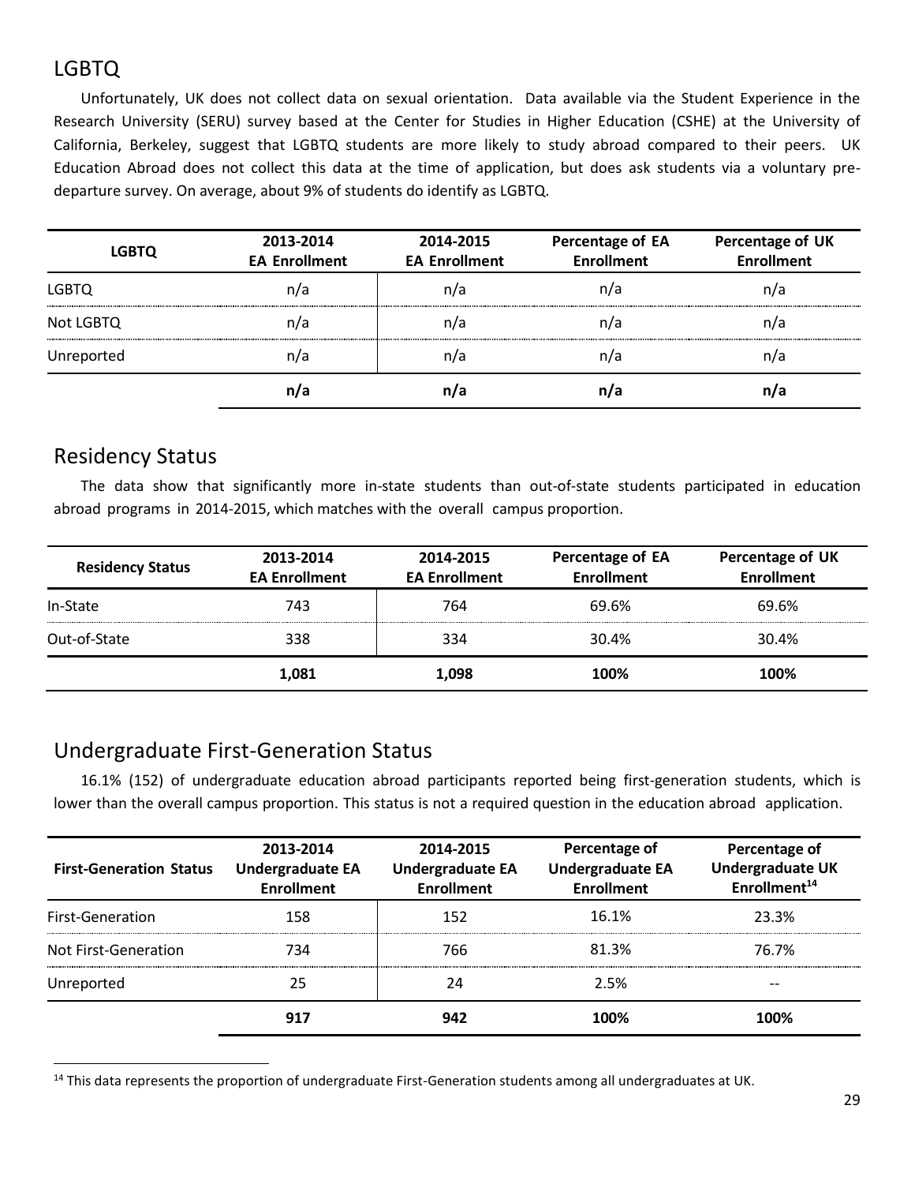## LGBTQ

Unfortunately, UK does not collect data on sexual orientation. Data available via the Student Experience in the Research University (SERU) survey based at the Center for Studies in Higher Education (CSHE) at the University of California, Berkeley, suggest that LGBTQ students are more likely to study abroad compared to their peers. UK Education Abroad does not collect this data at the time of application, but does ask students via a voluntary pre-departure survey. On average, about 9% of students do identify as LGBTQ.

| LGBTQ | 2013-2014 EA Enrollment | 2014-2015 EA Enrollment | Percentage of EA Enrollment | Percentage of UK Enrollment |
|---|---|---|---|---|
| LGBTQ | n/a | n/a | n/a | n/a |
| Not LGBTQ | n/a | n/a | n/a | n/a |
| Unreported | n/a | n/a | n/a | n/a |
| | **n/a** | **n/a** | **n/a** | **n/a** |

## Residency Status

The data show that significantly more in-state students than out-of-state students participated in education abroad programs in 2014-2015, which matches with the overall campus proportion.

| Residency Status | 2013-2014 EA Enrollment | 2014-2015 EA Enrollment | Percentage of EA Enrollment | Percentage of UK Enrollment |
|---|---|---|---|---|
| In-State | 743 | 764 | 69.6% | 69.6% |
| Out-of-State | 338 | 334 | 30.4% | 30.4% |
| | **1,081** | **1,098** | **100%** | **100%** |

## Undergraduate First-Generation Status

16.1% (152) of undergraduate education abroad participants reported being first-generation students, which is lower than the overall campus proportion. This status is not a required question in the education abroad application.

| First-Generation Status | 2013-2014 Undergraduate EA Enrollment | 2014-2015 Undergraduate EA Enrollment | Percentage of Undergraduate EA Enrollment | Percentage of Undergraduate UK Enrollment[14] |
|---|---|---|---|---|
| First-Generation | 158 | 152 | 16.1% | 23.3% |
| Not First-Generation | 734 | 766 | 81.3% | 76.7% |
| Unreported | 25 | 24 | 2.5% | -- |
| | **917** | **942** | **100%** | **100%** |

[14] This data represents the proportion of undergraduate First-Generation students among all undergraduates at UK.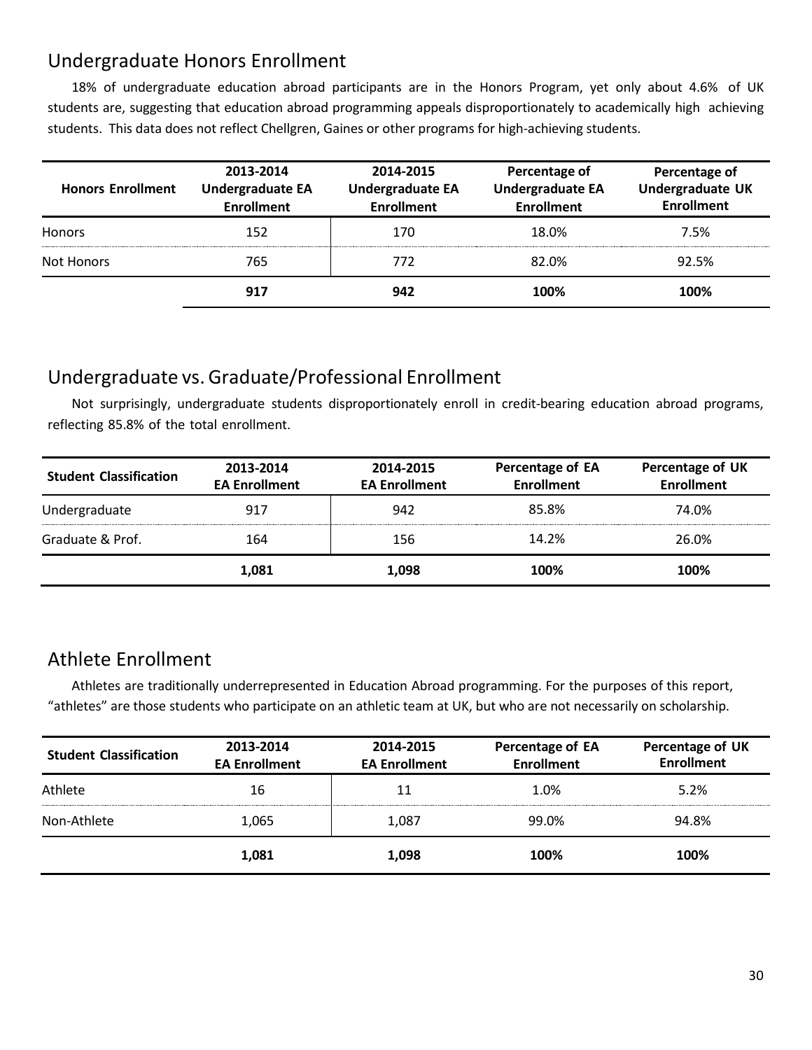## Undergraduate Honors Enrollment

18% of undergraduate education abroad participants are in the Honors Program, yet only about 4.6% of UK students are, suggesting that education abroad programming appeals disproportionately to academically high achieving students. This data does not reflect Chellgren, Gaines or other programs for high-achieving students.

| Honors Enrollment | 2013-2014 Undergraduate EA Enrollment | 2014-2015 Undergraduate EA Enrollment | Percentage of Undergraduate EA Enrollment | Percentage of Undergraduate UK Enrollment |
|---|---|---|---|---|
| Honors | 152 | 170 | 18.0% | 7.5% |
| Not Honors | 765 | 772 | 82.0% | 92.5% |
| | **917** | **942** | **100%** | **100%** |

## Undergraduate vs. Graduate/Professional Enrollment

Not surprisingly, undergraduate students disproportionately enroll in credit-bearing education abroad programs, reflecting 85.8% of the total enrollment.

| Student Classification | 2013-2014 EA Enrollment | 2014-2015 EA Enrollment | Percentage of EA Enrollment | Percentage of UK Enrollment |
|---|---|---|---|---|
| Undergraduate | 917 | 942 | 85.8% | 74.0% |
| Graduate & Prof. | 164 | 156 | 14.2% | 26.0% |
| | **1,081** | **1,098** | **100%** | **100%** |

## Athlete Enrollment

Athletes are traditionally underrepresented in Education Abroad programming. For the purposes of this report, "athletes" are those students who participate on an athletic team at UK, but who are not necessarily on scholarship.

| Student Classification | 2013-2014 EA Enrollment | 2014-2015 EA Enrollment | Percentage of EA Enrollment | Percentage of UK Enrollment |
|---|---|---|---|---|
| Athlete | 16 | 11 | 1.0% | 5.2% |
| Non-Athlete | 1,065 | 1,087 | 99.0% | 94.8% |
| | **1,081** | **1,098** | **100%** | **100%** |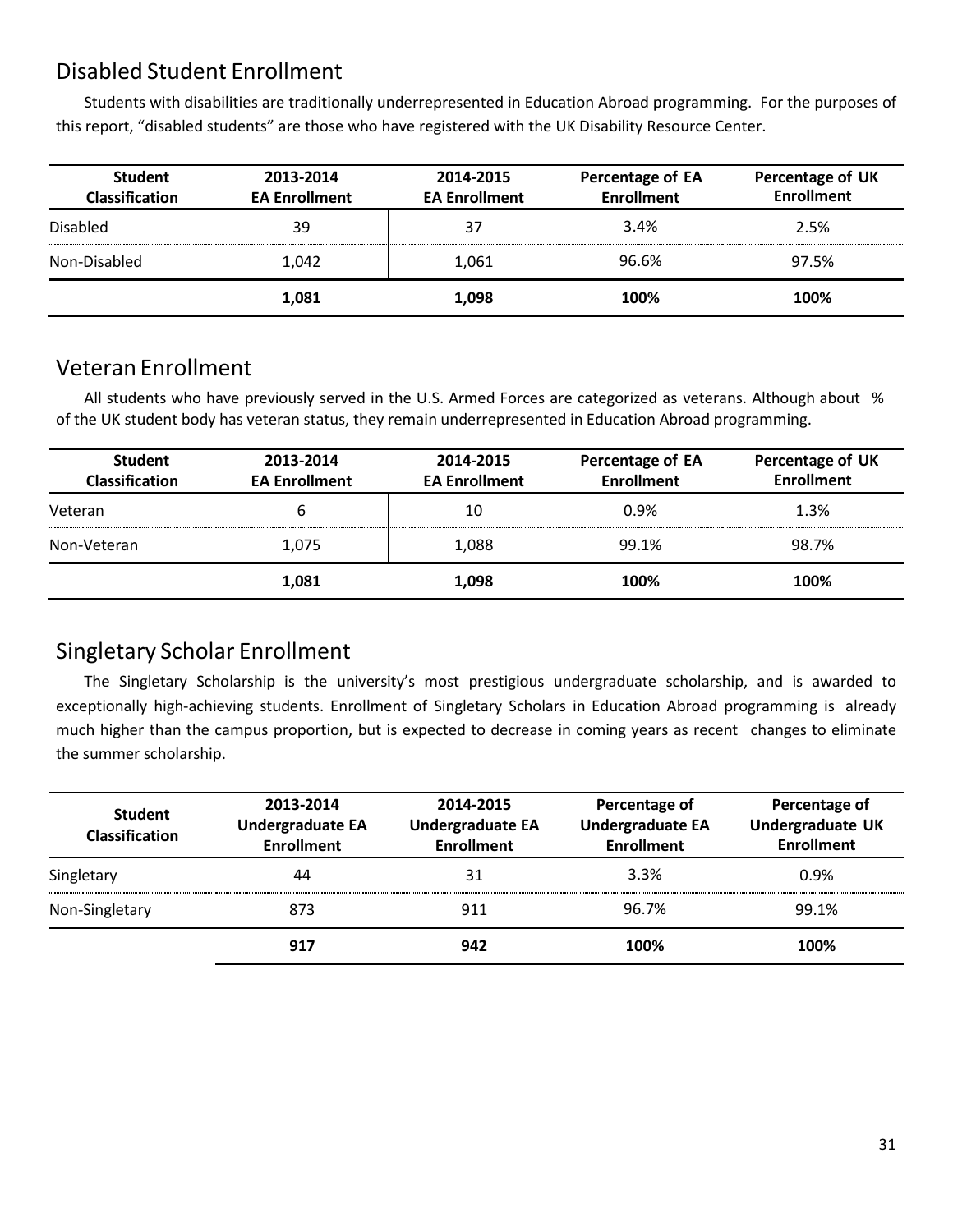## Disabled Student Enrollment

Students with disabilities are traditionally underrepresented in Education Abroad programming. For the purposes of this report, “disabled students” are those who have registered with the UK Disability Resource Center.

| Student Classification | 2013-2014 EA Enrollment | 2014-2015 EA Enrollment | Percentage of EA Enrollment | Percentage of UK Enrollment |
|---|---|---|---|---|
| Disabled | 39 | 37 | 3.4% | 2.5% |
| Non-Disabled | 1,042 | 1,061 | 96.6% | 97.5% |
| | **1,081** | **1,098** | **100%** | **100%** |

## Veteran Enrollment

All students who have previously served in the U.S. Armed Forces are categorized as veterans. Although about % of the UK student body has veteran status, they remain underrepresented in Education Abroad programming.

| Student Classification | 2013-2014 EA Enrollment | 2014-2015 EA Enrollment | Percentage of EA Enrollment | Percentage of UK Enrollment |
|---|---|---|---|---|
| Veteran | 6 | 10 | 0.9% | 1.3% |
| Non-Veteran | 1,075 | 1,088 | 99.1% | 98.7% |
| | **1,081** | **1,098** | **100%** | **100%** |

## Singletary Scholar Enrollment

The Singletary Scholarship is the university’s most prestigious undergraduate scholarship, and is awarded to exceptionally high-achieving students. Enrollment of Singletary Scholars in Education Abroad programming is already much higher than the campus proportion, but is expected to decrease in coming years as recent changes to eliminate the summer scholarship.

| Student Classification | 2013-2014 Undergraduate EA Enrollment | 2014-2015 Undergraduate EA Enrollment | Percentage of Undergraduate EA Enrollment | Percentage of Undergraduate UK Enrollment |
|---|---|---|---|---|
| Singletary | 44 | 31 | 3.3% | 0.9% |
| Non-Singletary | 873 | 911 | 96.7% | 99.1% |
| | **917** | **942** | **100%** | **100%** |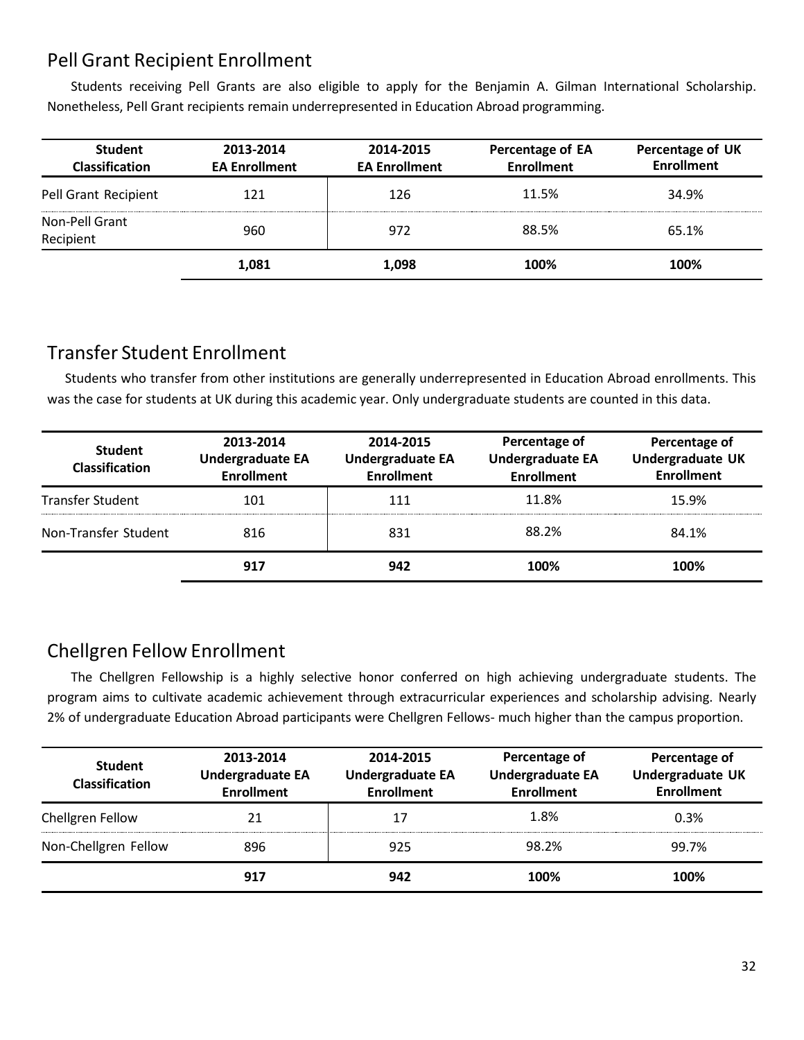## Pell Grant Recipient Enrollment

Students receiving Pell Grants are also eligible to apply for the Benjamin A. Gilman International Scholarship. Nonetheless, Pell Grant recipients remain underrepresented in Education Abroad programming.

| Student Classification | 2013-2014 EA Enrollment | 2014-2015 EA Enrollment | Percentage of EA Enrollment | Percentage of UK Enrollment |
|---|---|---|---|---|
| Pell Grant Recipient | 121 | 126 | 11.5% | 34.9% |
| Non-Pell Grant Recipient | 960 | 972 | 88.5% | 65.1% |
| | **1,081** | **1,098** | **100%** | **100%** |

## Transfer Student Enrollment

Students who transfer from other institutions are generally underrepresented in Education Abroad enrollments. This was the case for students at UK during this academic year. Only undergraduate students are counted in this data.

| Student Classification | 2013-2014 Undergraduate EA Enrollment | 2014-2015 Undergraduate EA Enrollment | Percentage of Undergraduate EA Enrollment | Percentage of Undergraduate UK Enrollment |
|---|---|---|---|---|
| Transfer Student | 101 | 111 | 11.8% | 15.9% |
| Non-Transfer Student | 816 | 831 | 88.2% | 84.1% |
| | **917** | **942** | **100%** | **100%** |

## Chellgren Fellow Enrollment

The Chellgren Fellowship is a highly selective honor conferred on high achieving undergraduate students. The program aims to cultivate academic achievement through extracurricular experiences and scholarship advising. Nearly 2% of undergraduate Education Abroad participants were Chellgren Fellows- much higher than the campus proportion.

| Student Classification | 2013-2014 Undergraduate EA Enrollment | 2014-2015 Undergraduate EA Enrollment | Percentage of Undergraduate EA Enrollment | Percentage of Undergraduate UK Enrollment |
|---|---|---|---|---|
| Chellgren Fellow | 21 | 17 | 1.8% | 0.3% |
| Non-Chellgren Fellow | 896 | 925 | 98.2% | 99.7% |
| | **917** | **942** | **100%** | **100%** |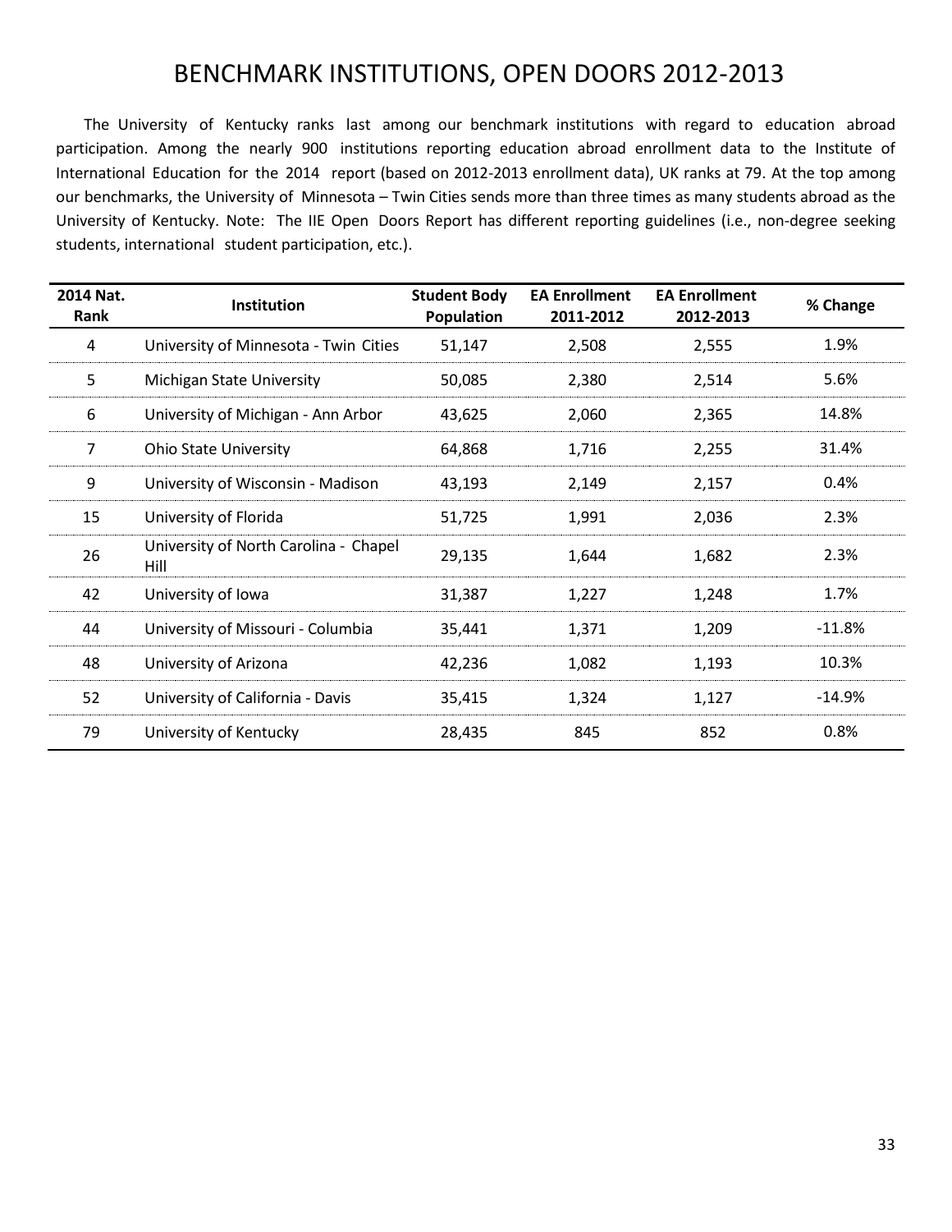# BENCHMARK INSTITUTIONS, OPEN DOORS 2012-2013

The University of Kentucky ranks last among our benchmark institutions with regard to education abroad participation. Among the nearly 900 institutions reporting education abroad enrollment data to the Institute of International Education for the 2014 report (based on 2012-2013 enrollment data), UK ranks at 79. At the top among our benchmarks, the University of Minnesota – Twin Cities sends more than three times as many students abroad as the University of Kentucky. Note: The IIE Open Doors Report has different reporting guidelines (i.e., non-degree seeking students, international student participation, etc.).

| 2014 Nat. Rank | Institution | Student Body Population | EA Enrollment 2011-2012 | EA Enrollment 2012-2013 | % Change |
|---|---|---|---|---|---|
| 4 | University of Minnesota - Twin Cities | 51,147 | 2,508 | 2,555 | 1.9% |
| 5 | Michigan State University | 50,085 | 2,380 | 2,514 | 5.6% |
| 6 | University of Michigan - Ann Arbor | 43,625 | 2,060 | 2,365 | 14.8% |
| 7 | Ohio State University | 64,868 | 1,716 | 2,255 | 31.4% |
| 9 | University of Wisconsin - Madison | 43,193 | 2,149 | 2,157 | 0.4% |
| 15 | University of Florida | 51,725 | 1,991 | 2,036 | 2.3% |
| 26 | University of North Carolina - Chapel Hill | 29,135 | 1,644 | 1,682 | 2.3% |
| 42 | University of Iowa | 31,387 | 1,227 | 1,248 | 1.7% |
| 44 | University of Missouri - Columbia | 35,441 | 1,371 | 1,209 | -11.8% |
| 48 | University of Arizona | 42,236 | 1,082 | 1,193 | 10.3% |
| 52 | University of California - Davis | 35,415 | 1,324 | 1,127 | -14.9% |
| 79 | University of Kentucky | 28,435 | 845 | 852 | 0.8% |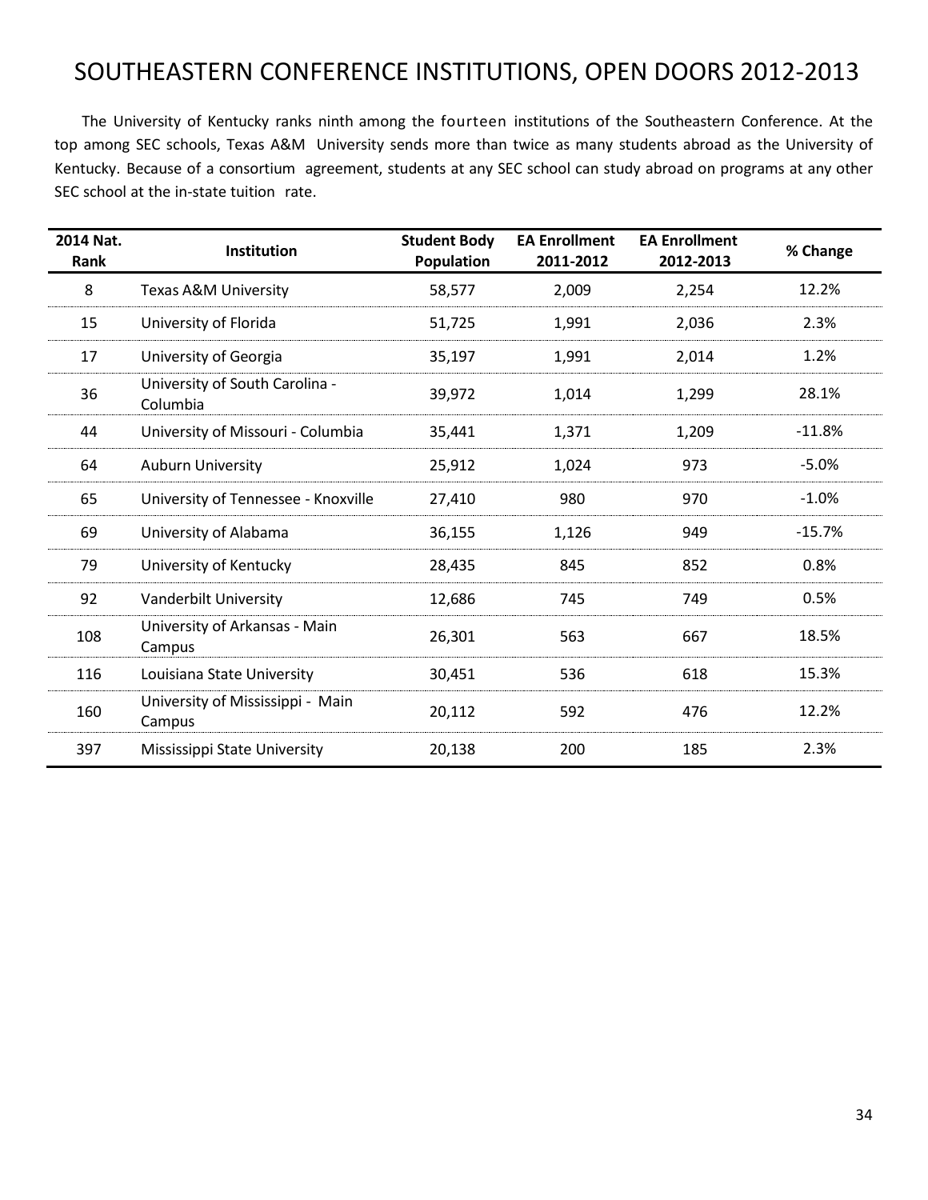# SOUTHEASTERN CONFERENCE INSTITUTIONS, OPEN DOORS 2012-2013

The University of Kentucky ranks ninth among the fourteen institutions of the Southeastern Conference. At the top among SEC schools, Texas A&M University sends more than twice as many students abroad as the University of Kentucky. Because of a consortium agreement, students at any SEC school can study abroad on programs at any other SEC school at the in-state tuition rate.

| 2014 Nat. Rank | Institution | Student Body Population | EA Enrollment 2011-2012 | EA Enrollment 2012-2013 | % Change |
|---|---|---|---|---|---|
| 8 | Texas A&M University | 58,577 | 2,009 | 2,254 | 12.2% |
| 15 | University of Florida | 51,725 | 1,991 | 2,036 | 2.3% |
| 17 | University of Georgia | 35,197 | 1,991 | 2,014 | 1.2% |
| 36 | University of South Carolina - Columbia | 39,972 | 1,014 | 1,299 | 28.1% |
| 44 | University of Missouri - Columbia | 35,441 | 1,371 | 1,209 | -11.8% |
| 64 | Auburn University | 25,912 | 1,024 | 973 | -5.0% |
| 65 | University of Tennessee - Knoxville | 27,410 | 980 | 970 | -1.0% |
| 69 | University of Alabama | 36,155 | 1,126 | 949 | -15.7% |
| 79 | University of Kentucky | 28,435 | 845 | 852 | 0.8% |
| 92 | Vanderbilt University | 12,686 | 745 | 749 | 0.5% |
| 108 | University of Arkansas - Main Campus | 26,301 | 563 | 667 | 18.5% |
| 116 | Louisiana State University | 30,451 | 536 | 618 | 15.3% |
| 160 | University of Mississippi - Main Campus | 20,112 | 592 | 476 | 12.2% |
| 397 | Mississippi State University | 20,138 | 200 | 185 | 2.3% |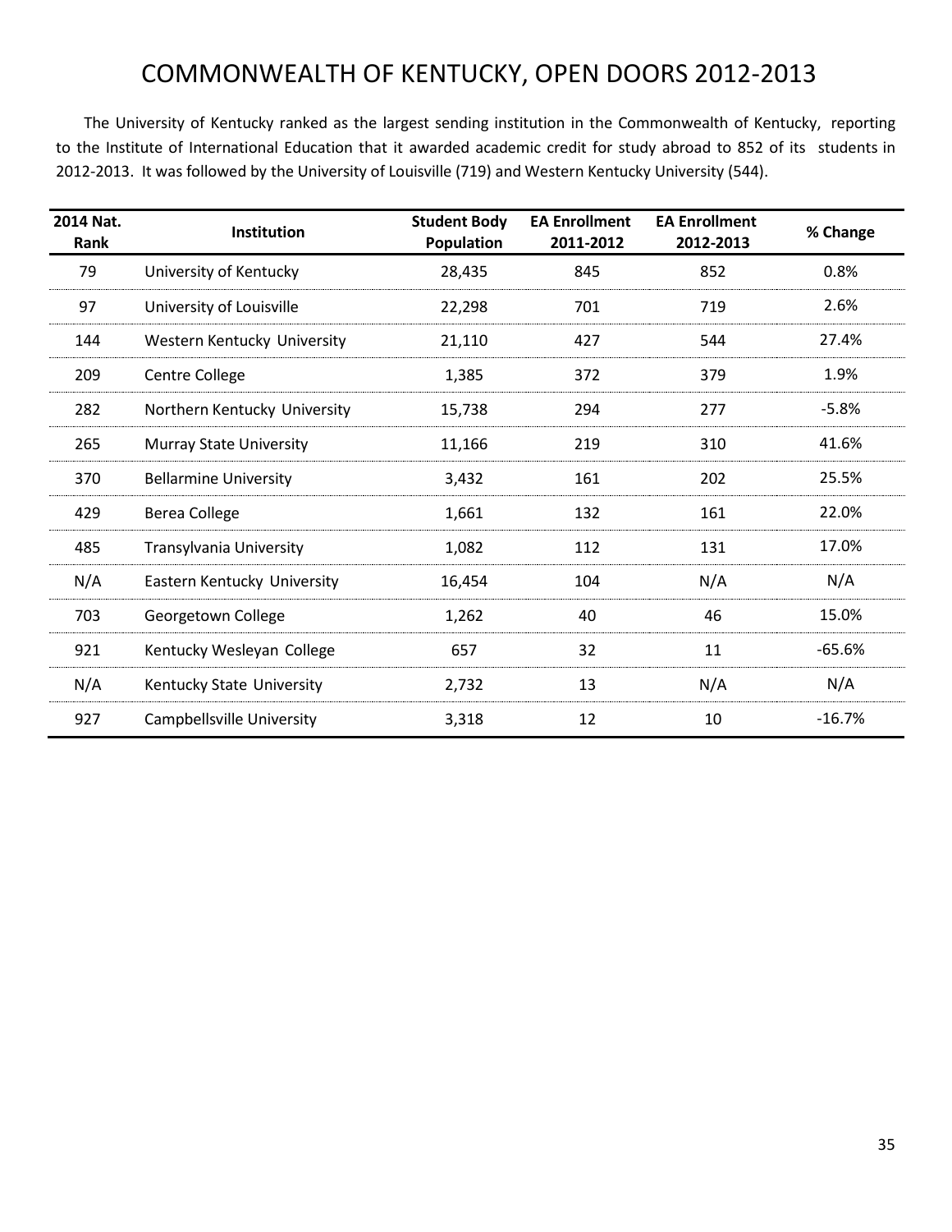# COMMONWEALTH OF KENTUCKY, OPEN DOORS 2012-2013

The University of Kentucky ranked as the largest sending institution in the Commonwealth of Kentucky, reporting to the Institute of International Education that it awarded academic credit for study abroad to 852 of its students in 2012-2013. It was followed by the University of Louisville (719) and Western Kentucky University (544).

| 2014 Nat. Rank | Institution | Student Body Population | EA Enrollment 2011-2012 | EA Enrollment 2012-2013 | % Change |
|---|---|---|---|---|---|
| 79 | University of Kentucky | 28,435 | 845 | 852 | 0.8% |
| 97 | University of Louisville | 22,298 | 701 | 719 | 2.6% |
| 144 | Western Kentucky University | 21,110 | 427 | 544 | 27.4% |
| 209 | Centre College | 1,385 | 372 | 379 | 1.9% |
| 282 | Northern Kentucky University | 15,738 | 294 | 277 | -5.8% |
| 265 | Murray State University | 11,166 | 219 | 310 | 41.6% |
| 370 | Bellarmine University | 3,432 | 161 | 202 | 25.5% |
| 429 | Berea College | 1,661 | 132 | 161 | 22.0% |
| 485 | Transylvania University | 1,082 | 112 | 131 | 17.0% |
| N/A | Eastern Kentucky University | 16,454 | 104 | N/A | N/A |
| 703 | Georgetown College | 1,262 | 40 | 46 | 15.0% |
| 921 | Kentucky Wesleyan College | 657 | 32 | 11 | -65.6% |
| N/A | Kentucky State University | 2,732 | 13 | N/A | N/A |
| 927 | Campbellsville University | 3,318 | 12 | 10 | -16.7% |